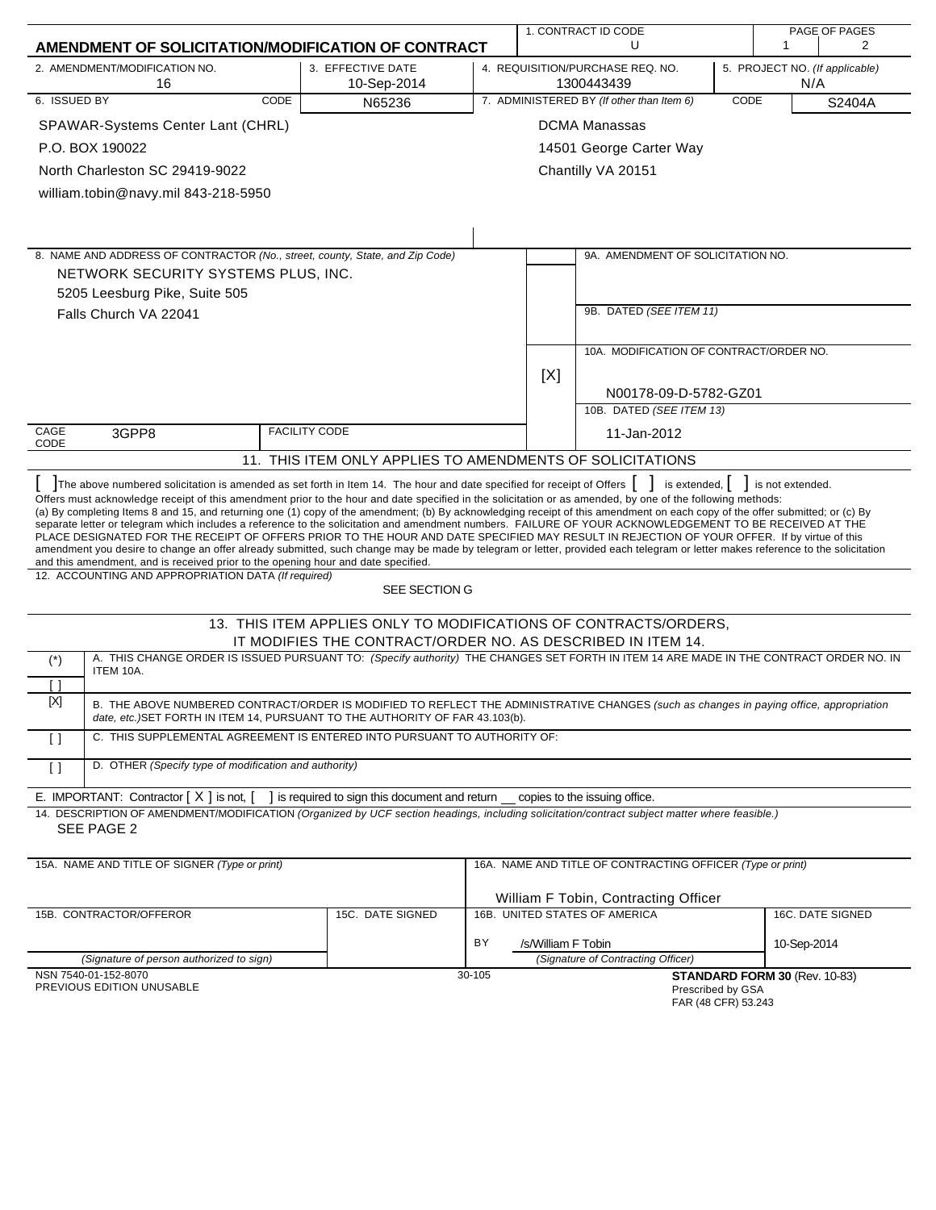# AMENDMENT OF SOLICITATION/MODIFICATION OF CONTRACT

| 1. CONTRACT ID CODE | PAGE OF PAGES |
|---|---|
| U | 1 2 |

| 2. AMENDMENT/MODIFICATION NO. | 3. EFFECTIVE DATE | 4. REQUISITION/PURCHASE REQ. NO. | 5. PROJECT NO. *(If applicable)* |
|---|---|---|---|
| 16 | 10-Sep-2014 | 1300443439 | N/A |

| 6. ISSUED BY | CODE N65236 | 7. ADMINISTERED BY *(If other than Item 6)* | CODE S2404A |
|---|---|---|---|
| SPAWAR-Systems Center Lant (CHRL)<br>P.O. BOX 190022<br>North Charleston SC 29419-9022<br>william.tobin@navy.mil 843-218-5950 | | DCMA Manassas<br>14501 George Carter Way<br>Chantilly VA 20151 | |

8. NAME AND ADDRESS OF CONTRACTOR *(No., street, county, State, and Zip Code)*

NETWORK SECURITY SYSTEMS PLUS, INC.
5205 Leesburg Pike, Suite 505
Falls Church VA 22041

9A. AMENDMENT OF SOLICITATION NO.

9B. DATED *(SEE ITEM 11)*

[X] 10A. MODIFICATION OF CONTRACT/ORDER NO.
N00178-09-D-5782-GZ01

10B. DATED *(SEE ITEM 13)*
11-Jan-2012

CAGE CODE 3GPP8 FACILITY CODE

## 11. THIS ITEM ONLY APPLIES TO AMENDMENTS OF SOLICITATIONS

[ ] The above numbered solicitation is amended as set forth in Item 14. The hour and date specified for receipt of Offers [ ] is extended, [ ] is not extended.
Offers must acknowledge receipt of this amendment prior to the hour and date specified in the solicitation or as amended, by one of the following methods:
(a) By completing Items 8 and 15, and returning one (1) copy of the amendment; (b) By acknowledging receipt of this amendment on each copy of the offer submitted; or (c) By separate letter or telegram which includes a reference to the solicitation and amendment numbers. FAILURE OF YOUR ACKNOWLEDGEMENT TO BE RECEIVED AT THE PLACE DESIGNATED FOR THE RECEIPT OF OFFERS PRIOR TO THE HOUR AND DATE SPECIFIED MAY RESULT IN REJECTION OF YOUR OFFER. If by virtue of this amendment you desire to change an offer already submitted, such change may be made by telegram or letter, provided each telegram or letter makes reference to the solicitation and this amendment, and is received prior to the opening hour and date specified.

12. ACCOUNTING AND APPROPRIATION DATA *(If required)*
SEE SECTION G

## 13. THIS ITEM APPLIES ONLY TO MODIFICATIONS OF CONTRACTS/ORDERS, IT MODIFIES THE CONTRACT/ORDER NO. AS DESCRIBED IN ITEM 14.

| | |
|---|---|
| (*)<br>[ ] | A. THIS CHANGE ORDER IS ISSUED PURSUANT TO: *(Specify authority)* THE CHANGES SET FORTH IN ITEM 14 ARE MADE IN THE CONTRACT ORDER NO. IN ITEM 10A. |
| [X] | B. THE ABOVE NUMBERED CONTRACT/ORDER IS MODIFIED TO REFLECT THE ADMINISTRATIVE CHANGES *(such as changes in paying office, appropriation date, etc.)* SET FORTH IN ITEM 14, PURSUANT TO THE AUTHORITY OF FAR 43.103(b). |
| [ ] | C. THIS SUPPLEMENTAL AGREEMENT IS ENTERED INTO PURSUANT TO AUTHORITY OF: |
| [ ] | D. OTHER *(Specify type of modification and authority)* |

E. IMPORTANT: Contractor [ X ] is not, [ ] is required to sign this document and return __ copies to the issuing office.

14. DESCRIPTION OF AMENDMENT/MODIFICATION *(Organized by UCF section headings, including solicitation/contract subject matter where feasible.)*
SEE PAGE 2

| 15A. NAME AND TITLE OF SIGNER *(Type or print)* | | 16A. NAME AND TITLE OF CONTRACTING OFFICER *(Type or print)* | |
|---|---|---|---|
| | | William F Tobin, Contracting Officer | |
| 15B. CONTRACTOR/OFFEROR | 15C. DATE SIGNED | 16B. UNITED STATES OF AMERICA | 16C. DATE SIGNED |
| | | BY /s/William F Tobin | 10-Sep-2014 |
| *(Signature of person authorized to sign)* | | *(Signature of Contracting Officer)* | |

NSN 7540-01-152-8070
PREVIOUS EDITION UNUSABLE

30-105

**STANDARD FORM 30** (Rev. 10-83)
Prescribed by GSA
FAR (48 CFR) 53.243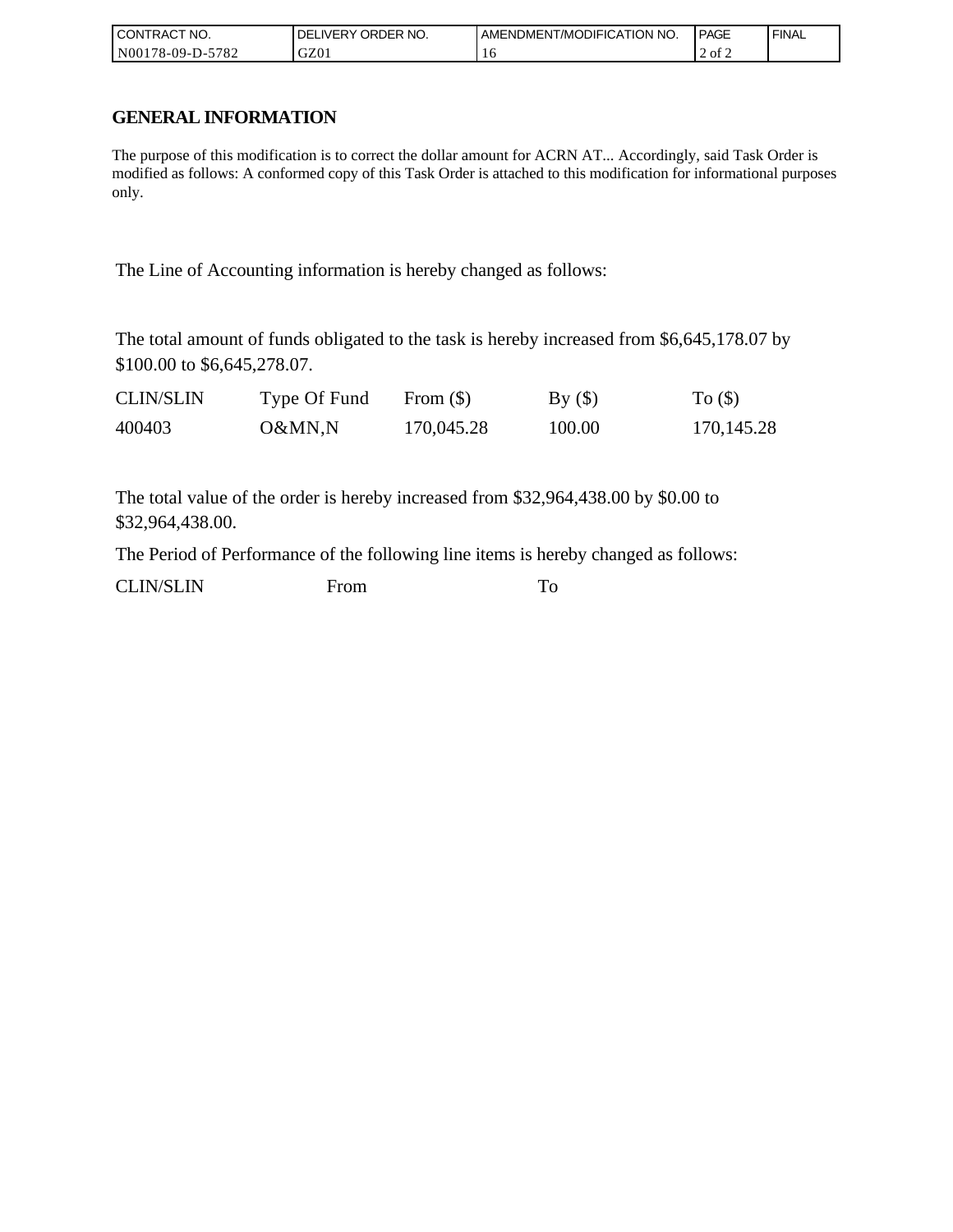| CONTRACT NO. | DELIVERY ORDER NO. | AMENDMENT/MODIFICATION NO. | PAGE | FINAL |
| --- | --- | --- | --- | --- |
| N00178-09-D-5782 | GZ01 | 16 | 2 of 2 | |

## GENERAL INFORMATION

The purpose of this modification is to correct the dollar amount for ACRN AT... Accordingly, said Task Order is modified as follows: A conformed copy of this Task Order is attached to this modification for informational purposes only.

The Line of Accounting information is hereby changed as follows:

The total amount of funds obligated to the task is hereby increased from $6,645,178.07 by $100.00 to $6,645,278.07.

| CLIN/SLIN | Type Of Fund | From ($) | By ($) | To ($) |
| --- | --- | --- | --- | --- |
| 400403 | O&MN,N | 170,045.28 | 100.00 | 170,145.28 |

The total value of the order is hereby increased from $32,964,438.00 by $0.00 to $32,964,438.00.

The Period of Performance of the following line items is hereby changed as follows:

| CLIN/SLIN | From | To |
| --- | --- | --- |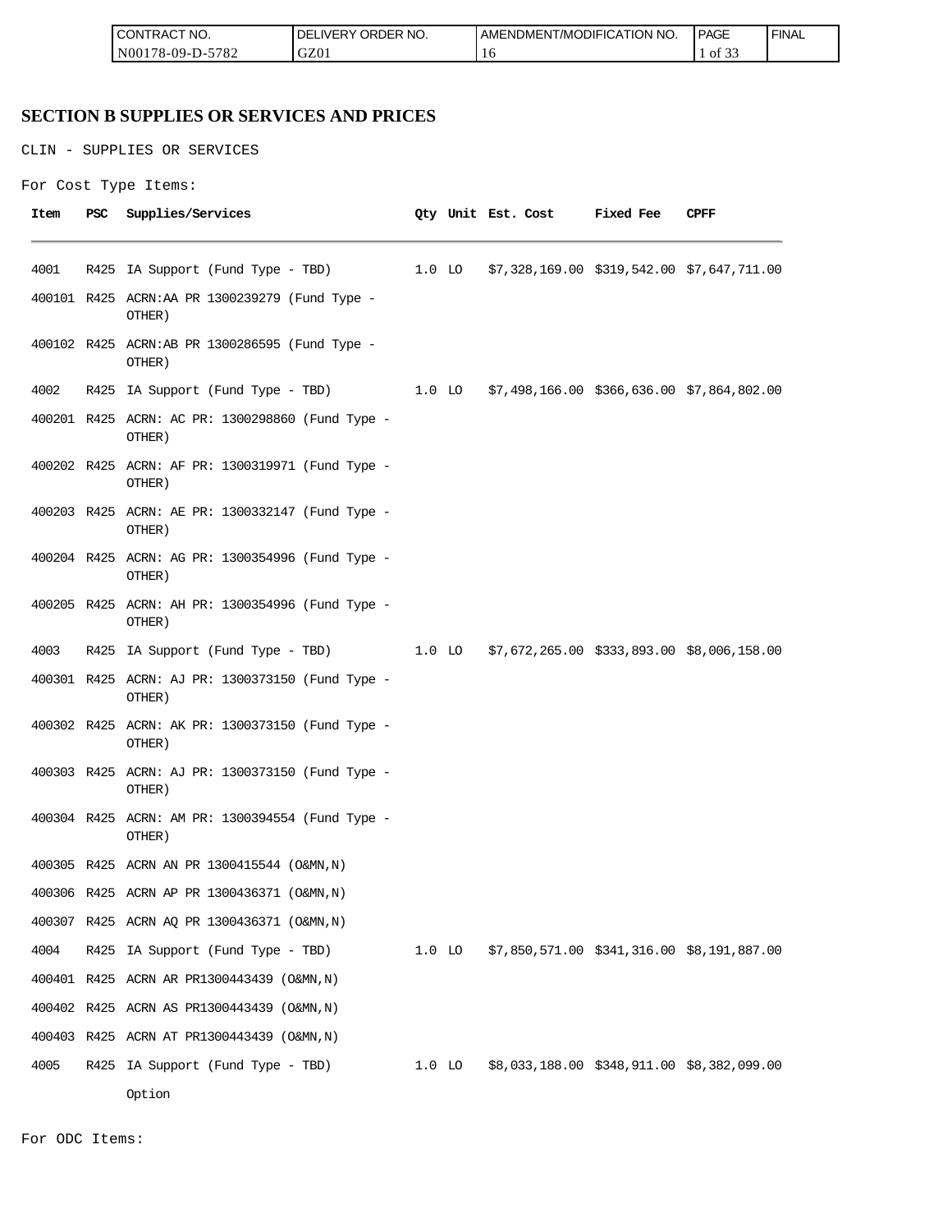| CONTRACT NO. | DELIVERY ORDER NO. | AMENDMENT/MODIFICATION NO. | PAGE | FINAL |
|---|---|---|---|---|
| N00178-09-D-5782 | GZ01 | 16 | 1 of 33 | |

# SECTION B SUPPLIES OR SERVICES AND PRICES

CLIN - SUPPLIES OR SERVICES

For Cost Type Items:

| Item | PSC | Supplies/Services | Qty | Unit | Est. Cost | Fixed Fee | CPFF |
|---|---|---|---|---|---|---|---|
| 4001 | R425 | IA Support (Fund Type - TBD) | 1.0 | LO | $7,328,169.00 | $319,542.00 | $7,647,711.00 |
| 400101 | R425 | ACRN:AA PR 1300239279 (Fund Type - OTHER) | | | | | |
| 400102 | R425 | ACRN:AB PR 1300286595 (Fund Type - OTHER) | | | | | |
| 4002 | R425 | IA Support (Fund Type - TBD) | 1.0 | LO | $7,498,166.00 | $366,636.00 | $7,864,802.00 |
| 400201 | R425 | ACRN: AC PR: 1300298860 (Fund Type - OTHER) | | | | | |
| 400202 | R425 | ACRN: AF PR: 1300319971 (Fund Type - OTHER) | | | | | |
| 400203 | R425 | ACRN: AE PR: 1300332147 (Fund Type - OTHER) | | | | | |
| 400204 | R425 | ACRN: AG PR: 1300354996 (Fund Type - OTHER) | | | | | |
| 400205 | R425 | ACRN: AH PR: 1300354996 (Fund Type - OTHER) | | | | | |
| 4003 | R425 | IA Support (Fund Type - TBD) | 1.0 | LO | $7,672,265.00 | $333,893.00 | $8,006,158.00 |
| 400301 | R425 | ACRN: AJ PR: 1300373150 (Fund Type - OTHER) | | | | | |
| 400302 | R425 | ACRN: AK PR: 1300373150 (Fund Type - OTHER) | | | | | |
| 400303 | R425 | ACRN: AJ PR: 1300373150 (Fund Type - OTHER) | | | | | |
| 400304 | R425 | ACRN: AM PR: 1300394554 (Fund Type - OTHER) | | | | | |
| 400305 | R425 | ACRN AN PR 1300415544 (O&MN,N) | | | | | |
| 400306 | R425 | ACRN AP PR 1300436371 (O&MN,N) | | | | | |
| 400307 | R425 | ACRN AQ PR 1300436371 (O&MN,N) | | | | | |
| 4004 | R425 | IA Support (Fund Type - TBD) | 1.0 | LO | $7,850,571.00 | $341,316.00 | $8,191,887.00 |
| 400401 | R425 | ACRN AR PR1300443439 (O&MN,N) | | | | | |
| 400402 | R425 | ACRN AS PR1300443439 (O&MN,N) | | | | | |
| 400403 | R425 | ACRN AT PR1300443439 (O&MN,N) | | | | | |
| 4005 | R425 | IA Support (Fund Type - TBD) Option | 1.0 | LO | $8,033,188.00 | $348,911.00 | $8,382,099.00 |

For ODC Items: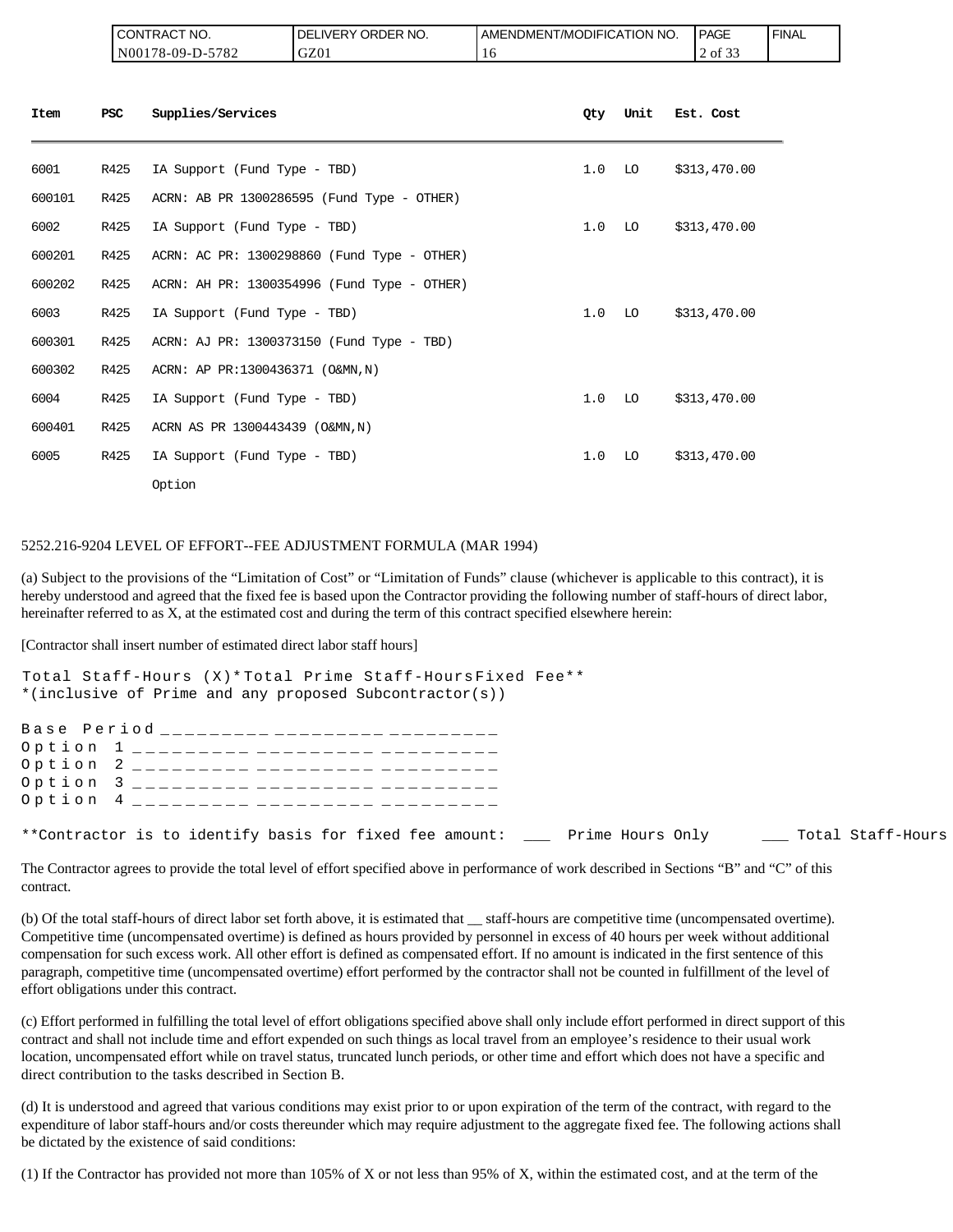| Item | PSC | Supplies/Services | Qty | Unit | Est. Cost |
|---|---|---|---|---|---|
| 6001 | R425 | IA Support (Fund Type - TBD) | 1.0 | LO | $313,470.00 |
| 600101 | R425 | ACRN: AB PR 1300286595 (Fund Type - OTHER) | | | |
| 6002 | R425 | IA Support (Fund Type - TBD) | 1.0 | LO | $313,470.00 |
| 600201 | R425 | ACRN: AC PR: 1300298860 (Fund Type - OTHER) | | | |
| 600202 | R425 | ACRN: AH PR: 1300354996 (Fund Type - OTHER) | | | |
| 6003 | R425 | IA Support (Fund Type - TBD) | 1.0 | LO | $313,470.00 |
| 600301 | R425 | ACRN: AJ PR: 1300373150 (Fund Type - TBD) | | | |
| 600302 | R425 | ACRN: AP PR:1300436371 (O&MN,N) | | | |
| 6004 | R425 | IA Support (Fund Type - TBD) | 1.0 | LO | $313,470.00 |
| 600401 | R425 | ACRN AS PR 1300443439 (O&MN,N) | | | |
| 6005 | R425 | IA Support (Fund Type - TBD) Option | 1.0 | LO | $313,470.00 |

5252.216-9204 LEVEL OF EFFORT--FEE ADJUSTMENT FORMULA (MAR 1994)

(a) Subject to the provisions of the "Limitation of Cost" or "Limitation of Funds" clause (whichever is applicable to this contract), it is hereby understood and agreed that the fixed fee is based upon the Contractor providing the following number of staff-hours of direct labor, hereinafter referred to as X, at the estimated cost and during the term of this contract specified elsewhere herein:

[Contractor shall insert number of estimated direct labor staff hours]

| | Total Staff-Hours (X)* | Total Prime Staff-Hours | Fixed Fee** |
|---|---|---|---|
| Base Period | _________ | _________ | _________ |
| Option 1 | _________ | _________ | _________ |
| Option 2 | _________ | _________ | _________ |
| Option 3 | _________ | _________ | _________ |
| Option 4 | _________ | _________ | _________ |

*(inclusive of Prime and any proposed Subcontractor(s))

**Contractor is to identify basis for fixed fee amount: ___ Prime Hours Only ___ Total Staff-Hours

The Contractor agrees to provide the total level of effort specified above in performance of work described in Sections "B" and "C" of this contract.

(b) Of the total staff-hours of direct labor set forth above, it is estimated that __ staff-hours are competitive time (uncompensated overtime). Competitive time (uncompensated overtime) is defined as hours provided by personnel in excess of 40 hours per week without additional compensation for such excess work. All other effort is defined as compensated effort. If no amount is indicated in the first sentence of this paragraph, competitive time (uncompensated overtime) effort performed by the contractor shall not be counted in fulfillment of the level of effort obligations under this contract.

(c) Effort performed in fulfilling the total level of effort obligations specified above shall only include effort performed in direct support of this contract and shall not include time and effort expended on such things as local travel from an employee's residence to their usual work location, uncompensated effort while on travel status, truncated lunch periods, or other time and effort which does not have a specific and direct contribution to the tasks described in Section B.

(d) It is understood and agreed that various conditions may exist prior to or upon expiration of the term of the contract, with regard to the expenditure of labor staff-hours and/or costs thereunder which may require adjustment to the aggregate fixed fee. The following actions shall be dictated by the existence of said conditions:

(1) If the Contractor has provided not more than 105% of X or not less than 95% of X, within the estimated cost, and at the term of the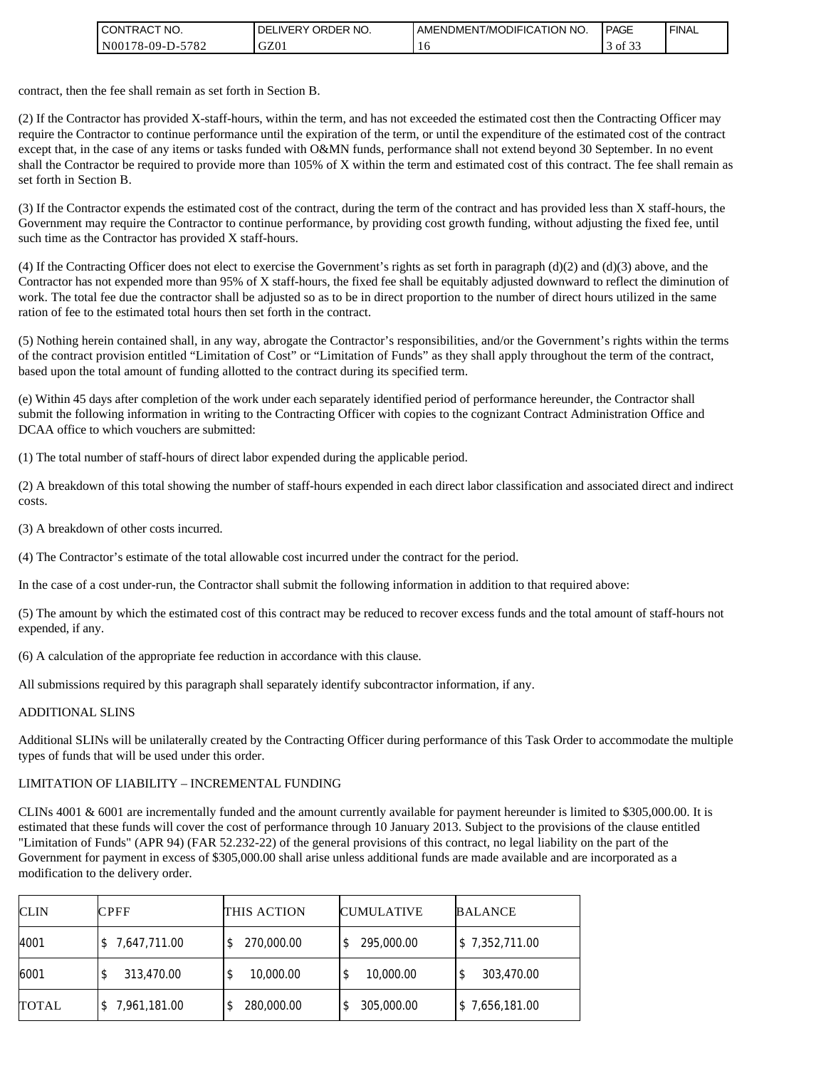contract, then the fee shall remain as set forth in Section B.

(2) If the Contractor has provided X-staff-hours, within the term, and has not exceeded the estimated cost then the Contracting Officer may require the Contractor to continue performance until the expiration of the term, or until the expenditure of the estimated cost of the contract except that, in the case of any items or tasks funded with O&MN funds, performance shall not extend beyond 30 September. In no event shall the Contractor be required to provide more than 105% of X within the term and estimated cost of this contract. The fee shall remain as set forth in Section B.

(3) If the Contractor expends the estimated cost of the contract, during the term of the contract and has provided less than X staff-hours, the Government may require the Contractor to continue performance, by providing cost growth funding, without adjusting the fixed fee, until such time as the Contractor has provided X staff-hours.

(4) If the Contracting Officer does not elect to exercise the Government's rights as set forth in paragraph (d)(2) and (d)(3) above, and the Contractor has not expended more than 95% of X staff-hours, the fixed fee shall be equitably adjusted downward to reflect the diminution of work. The total fee due the contractor shall be adjusted so as to be in direct proportion to the number of direct hours utilized in the same ration of fee to the estimated total hours then set forth in the contract.

(5) Nothing herein contained shall, in any way, abrogate the Contractor's responsibilities, and/or the Government's rights within the terms of the contract provision entitled "Limitation of Cost" or "Limitation of Funds" as they shall apply throughout the term of the contract, based upon the total amount of funding allotted to the contract during its specified term.

(e) Within 45 days after completion of the work under each separately identified period of performance hereunder, the Contractor shall submit the following information in writing to the Contracting Officer with copies to the cognizant Contract Administration Office and DCAA office to which vouchers are submitted:

(1) The total number of staff-hours of direct labor expended during the applicable period.

(2) A breakdown of this total showing the number of staff-hours expended in each direct labor classification and associated direct and indirect costs.

(3) A breakdown of other costs incurred.

(4) The Contractor's estimate of the total allowable cost incurred under the contract for the period.

In the case of a cost under-run, the Contractor shall submit the following information in addition to that required above:

(5) The amount by which the estimated cost of this contract may be reduced to recover excess funds and the total amount of staff-hours not expended, if any.

(6) A calculation of the appropriate fee reduction in accordance with this clause.

All submissions required by this paragraph shall separately identify subcontractor information, if any.

ADDITIONAL SLINS

Additional SLINs will be unilaterally created by the Contracting Officer during performance of this Task Order to accommodate the multiple types of funds that will be used under this order.

LIMITATION OF LIABILITY – INCREMENTAL FUNDING

CLINs 4001 & 6001 are incrementally funded and the amount currently available for payment hereunder is limited to $305,000.00. It is estimated that these funds will cover the cost of performance through 10 January 2013. Subject to the provisions of the clause entitled "Limitation of Funds" (APR 94) (FAR 52.232-22) of the general provisions of this contract, no legal liability on the part of the Government for payment in excess of $305,000.00 shall arise unless additional funds are made available and are incorporated as a modification to the delivery order.

| CLIN | CPFF | THIS ACTION | CUMULATIVE | BALANCE |
|---|---|---|---|---|
| 4001 | $ 7,647,711.00 | $ 270,000.00 | $ 295,000.00 | $ 7,352,711.00 |
| 6001 | $ 313,470.00 | $ 10,000.00 | $ 10,000.00 | $ 303,470.00 |
| TOTAL | $ 7,961,181.00 | $ 280,000.00 | $ 305,000.00 | $ 7,656,181.00 |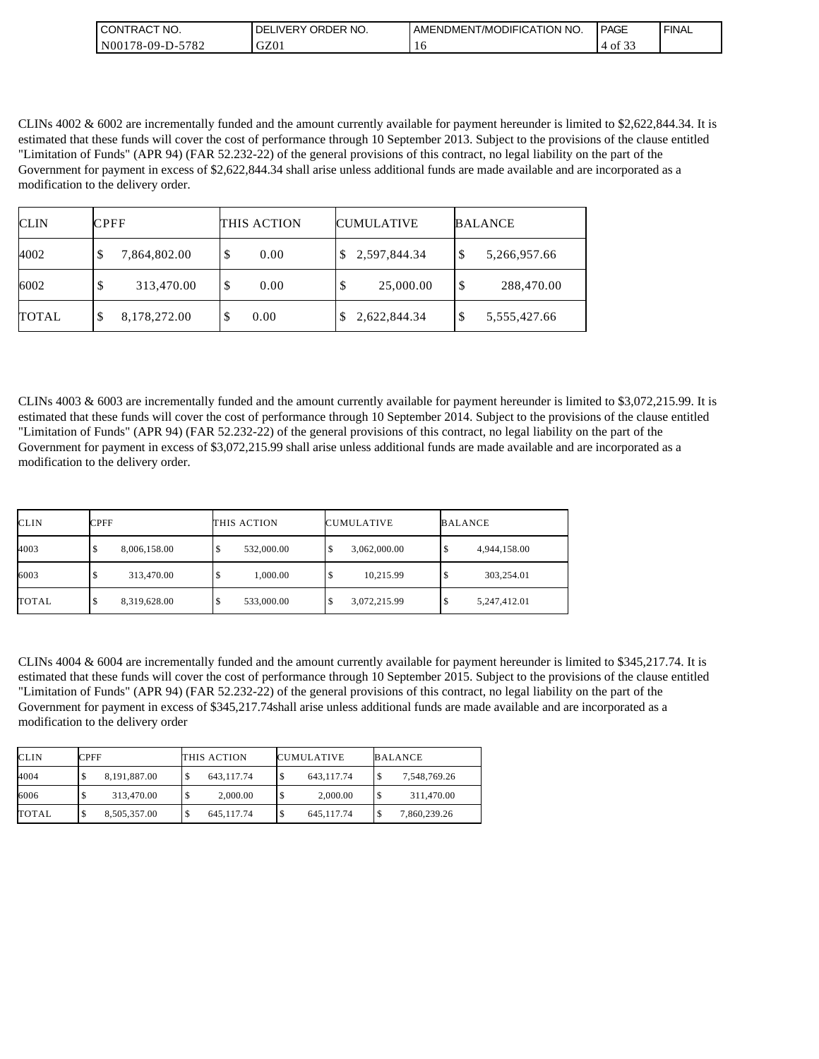CLINs 4002 & 6002 are incrementally funded and the amount currently available for payment hereunder is limited to $2,622,844.34. It is estimated that these funds will cover the cost of performance through 10 September 2013. Subject to the provisions of the clause entitled "Limitation of Funds" (APR 94) (FAR 52.232-22) of the general provisions of this contract, no legal liability on the part of the Government for payment in excess of $2,622,844.34 shall arise unless additional funds are made available and are incorporated as a modification to the delivery order.

| CLIN | CPFF | THIS ACTION | CUMULATIVE | BALANCE |
|---|---|---|---|---|
| 4002 | $ 7,864,802.00 | $ 0.00 | $ 2,597,844.34 | $ 5,266,957.66 |
| 6002 | $ 313,470.00 | $ 0.00 | $ 25,000.00 | $ 288,470.00 |
| TOTAL | $ 8,178,272.00 | $ 0.00 | $ 2,622,844.34 | $ 5,555,427.66 |

CLINs 4003 & 6003 are incrementally funded and the amount currently available for payment hereunder is limited to $3,072,215.99. It is estimated that these funds will cover the cost of performance through 10 September 2014. Subject to the provisions of the clause entitled "Limitation of Funds" (APR 94) (FAR 52.232-22) of the general provisions of this contract, no legal liability on the part of the Government for payment in excess of $3,072,215.99 shall arise unless additional funds are made available and are incorporated as a modification to the delivery order.

| CLIN | CPFF | THIS ACTION | CUMULATIVE | BALANCE |
|---|---|---|---|---|
| 4003 | $ 8,006,158.00 | $ 532,000.00 | $ 3,062,000.00 | $ 4,944,158.00 |
| 6003 | $ 313,470.00 | $ 1,000.00 | $ 10,215.99 | $ 303,254.01 |
| TOTAL | $ 8,319,628.00 | $ 533,000.00 | $ 3,072,215.99 | $ 5,247,412.01 |

CLINs 4004 & 6004 are incrementally funded and the amount currently available for payment hereunder is limited to $345,217.74. It is estimated that these funds will cover the cost of performance through 10 September 2015. Subject to the provisions of the clause entitled "Limitation of Funds" (APR 94) (FAR 52.232-22) of the general provisions of this contract, no legal liability on the part of the Government for payment in excess of $345,217.74shall arise unless additional funds are made available and are incorporated as a modification to the delivery order

| CLIN | CPFF | THIS ACTION | CUMULATIVE | BALANCE |
|---|---|---|---|---|
| 4004 | $ 8,191,887.00 | $ 643,117.74 | $ 643,117.74 | $ 7,548,769.26 |
| 6006 | $ 313,470.00 | $ 2,000.00 | $ 2,000.00 | $ 311,470.00 |
| TOTAL | $ 8,505,357.00 | $ 645,117.74 | $ 645,117.74 | $ 7,860,239.26 |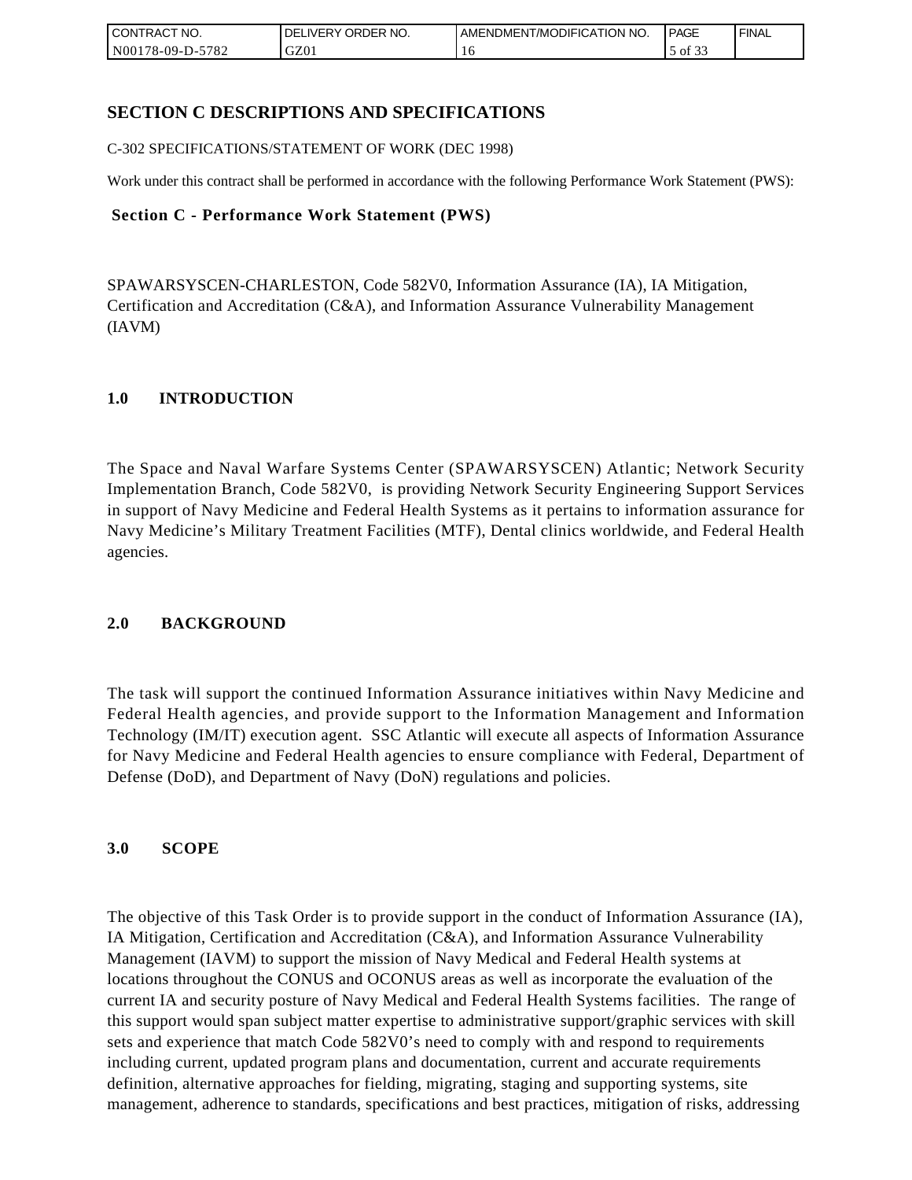## SECTION C DESCRIPTIONS AND SPECIFICATIONS

C-302 SPECIFICATIONS/STATEMENT OF WORK (DEC 1998)

Work under this contract shall be performed in accordance with the following Performance Work Statement (PWS):

### Section C - Performance Work Statement (PWS)

SPAWARSYSCEN-CHARLESTON, Code 582V0, Information Assurance (IA), IA Mitigation, Certification and Accreditation (C&A), and Information Assurance Vulnerability Management (IAVM)

### 1.0 INTRODUCTION

The Space and Naval Warfare Systems Center (SPAWARSYSCEN) Atlantic; Network Security Implementation Branch, Code 582V0, is providing Network Security Engineering Support Services in support of Navy Medicine and Federal Health Systems as it pertains to information assurance for Navy Medicine's Military Treatment Facilities (MTF), Dental clinics worldwide, and Federal Health agencies.

### 2.0 BACKGROUND

The task will support the continued Information Assurance initiatives within Navy Medicine and Federal Health agencies, and provide support to the Information Management and Information Technology (IM/IT) execution agent. SSC Atlantic will execute all aspects of Information Assurance for Navy Medicine and Federal Health agencies to ensure compliance with Federal, Department of Defense (DoD), and Department of Navy (DoN) regulations and policies.

### 3.0 SCOPE

The objective of this Task Order is to provide support in the conduct of Information Assurance (IA), IA Mitigation, Certification and Accreditation (C&A), and Information Assurance Vulnerability Management (IAVM) to support the mission of Navy Medical and Federal Health systems at locations throughout the CONUS and OCONUS areas as well as incorporate the evaluation of the current IA and security posture of Navy Medical and Federal Health Systems facilities. The range of this support would span subject matter expertise to administrative support/graphic services with skill sets and experience that match Code 582V0's need to comply with and respond to requirements including current, updated program plans and documentation, current and accurate requirements definition, alternative approaches for fielding, migrating, staging and supporting systems, site management, adherence to standards, specifications and best practices, mitigation of risks, addressing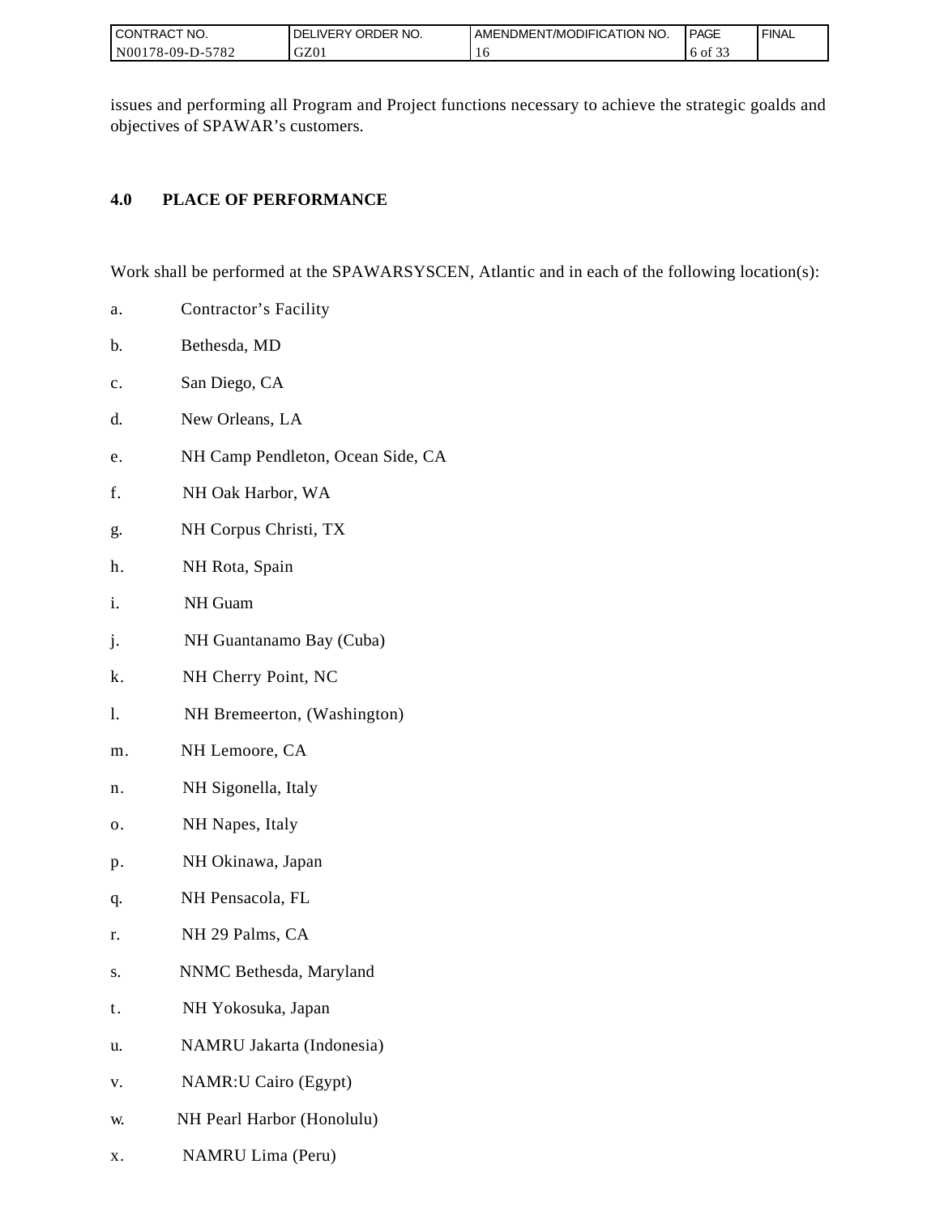issues and performing all Program and Project functions necessary to achieve the strategic goalds and objectives of SPAWAR's customers.

## 4.0 PLACE OF PERFORMANCE

Work shall be performed at the SPAWARSYSCEN, Atlantic and in each of the following location(s):

a. Contractor's Facility

b. Bethesda, MD

c. San Diego, CA

d. New Orleans, LA

e. NH Camp Pendleton, Ocean Side, CA

f. NH Oak Harbor, WA

g. NH Corpus Christi, TX

h. NH Rota, Spain

i. NH Guam

j. NH Guantanamo Bay (Cuba)

k. NH Cherry Point, NC

l. NH Bremeerton, (Washington)

m. NH Lemoore, CA

n. NH Sigonella, Italy

o. NH Napes, Italy

p. NH Okinawa, Japan

q. NH Pensacola, FL

r. NH 29 Palms, CA

s. NNMC Bethesda, Maryland

t. NH Yokosuka, Japan

u. NAMRU Jakarta (Indonesia)

v. NAMR:U Cairo (Egypt)

w. NH Pearl Harbor (Honolulu)

x. NAMRU Lima (Peru)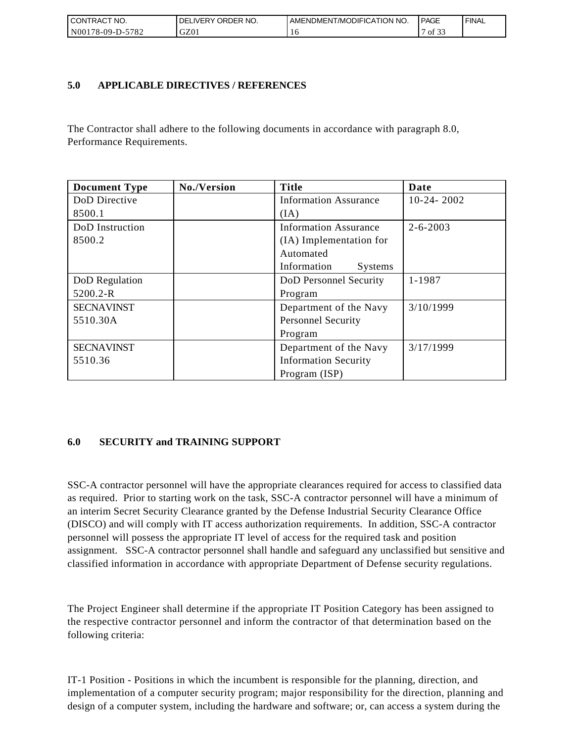## 5.0 APPLICABLE DIRECTIVES / REFERENCES

The Contractor shall adhere to the following documents in accordance with paragraph 8.0, Performance Requirements.

| Document Type | No./Version | Title | Date |
|---|---|---|---|
| DoD Directive 8500.1 | | Information Assurance (IA) | 10-24- 2002 |
| DoD Instruction 8500.2 | | Information Assurance (IA) Implementation for Automated Information Systems | 2-6-2003 |
| DoD Regulation 5200.2-R | | DoD Personnel Security Program | 1-1987 |
| SECNAVINST 5510.30A | | Department of the Navy Personnel Security Program | 3/10/1999 |
| SECNAVINST 5510.36 | | Department of the Navy Information Security Program (ISP) | 3/17/1999 |

## 6.0 SECURITY and TRAINING SUPPORT

SSC-A contractor personnel will have the appropriate clearances required for access to classified data as required. Prior to starting work on the task, SSC-A contractor personnel will have a minimum of an interim Secret Security Clearance granted by the Defense Industrial Security Clearance Office (DISCO) and will comply with IT access authorization requirements. In addition, SSC-A contractor personnel will possess the appropriate IT level of access for the required task and position assignment. SSC-A contractor personnel shall handle and safeguard any unclassified but sensitive and classified information in accordance with appropriate Department of Defense security regulations.

The Project Engineer shall determine if the appropriate IT Position Category has been assigned to the respective contractor personnel and inform the contractor of that determination based on the following criteria:

IT-1 Position - Positions in which the incumbent is responsible for the planning, direction, and implementation of a computer security program; major responsibility for the direction, planning and design of a computer system, including the hardware and software; or, can access a system during the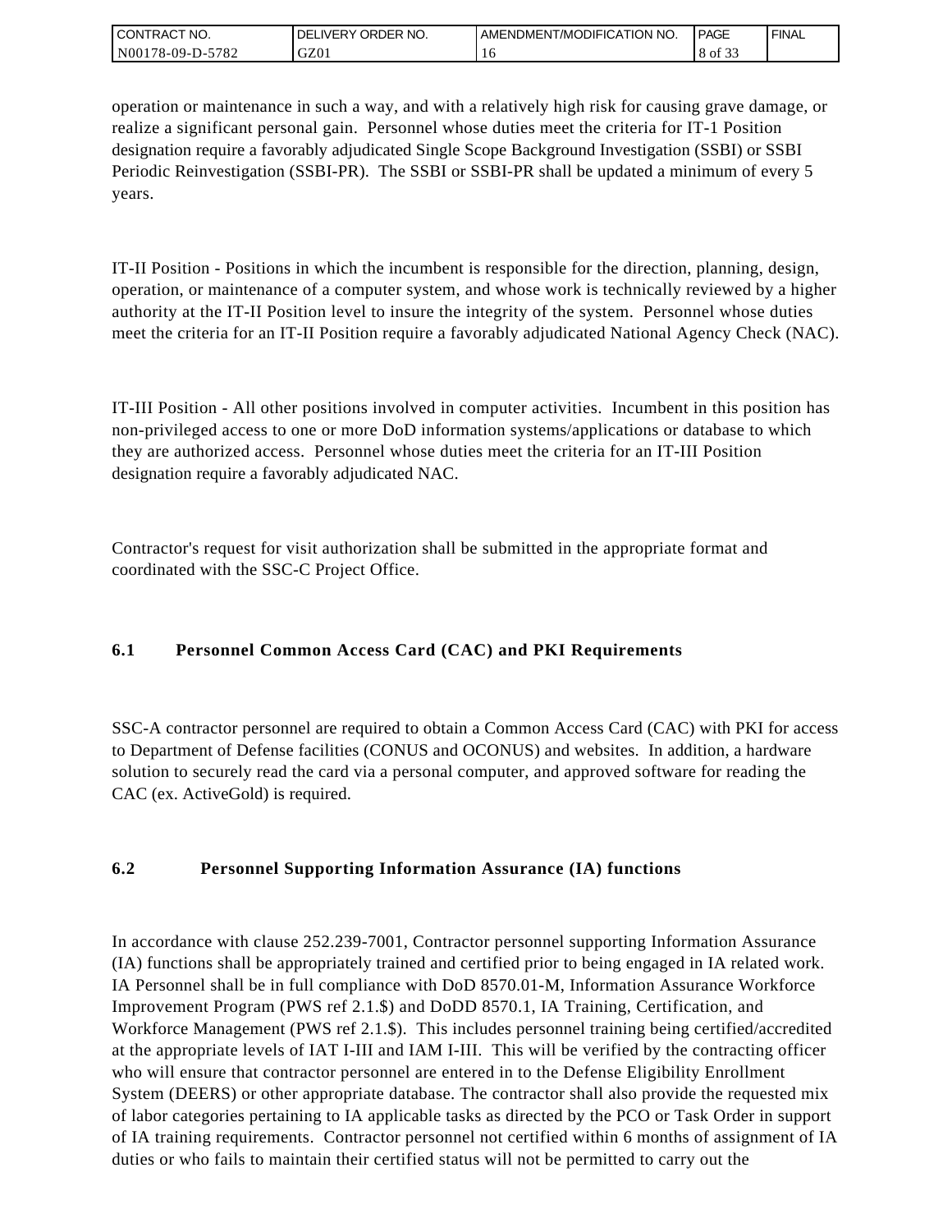operation or maintenance in such a way, and with a relatively high risk for causing grave damage, or realize a significant personal gain. Personnel whose duties meet the criteria for IT-1 Position designation require a favorably adjudicated Single Scope Background Investigation (SSBI) or SSBI Periodic Reinvestigation (SSBI-PR). The SSBI or SSBI-PR shall be updated a minimum of every 5 years.

IT-II Position - Positions in which the incumbent is responsible for the direction, planning, design, operation, or maintenance of a computer system, and whose work is technically reviewed by a higher authority at the IT-II Position level to insure the integrity of the system. Personnel whose duties meet the criteria for an IT-II Position require a favorably adjudicated National Agency Check (NAC).

IT-III Position - All other positions involved in computer activities. Incumbent in this position has non-privileged access to one or more DoD information systems/applications or database to which they are authorized access. Personnel whose duties meet the criteria for an IT-III Position designation require a favorably adjudicated NAC.

Contractor's request for visit authorization shall be submitted in the appropriate format and coordinated with the SSC-C Project Office.

### 6.1 Personnel Common Access Card (CAC) and PKI Requirements

SSC-A contractor personnel are required to obtain a Common Access Card (CAC) with PKI for access to Department of Defense facilities (CONUS and OCONUS) and websites. In addition, a hardware solution to securely read the card via a personal computer, and approved software for reading the CAC (ex. ActiveGold) is required.

### 6.2 Personnel Supporting Information Assurance (IA) functions

In accordance with clause 252.239-7001, Contractor personnel supporting Information Assurance (IA) functions shall be appropriately trained and certified prior to being engaged in IA related work. IA Personnel shall be in full compliance with DoD 8570.01-M, Information Assurance Workforce Improvement Program (PWS ref 2.1.$) and DoDD 8570.1, IA Training, Certification, and Workforce Management (PWS ref 2.1.$). This includes personnel training being certified/accredited at the appropriate levels of IAT I-III and IAM I-III. This will be verified by the contracting officer who will ensure that contractor personnel are entered in to the Defense Eligibility Enrollment System (DEERS) or other appropriate database. The contractor shall also provide the requested mix of labor categories pertaining to IA applicable tasks as directed by the PCO or Task Order in support of IA training requirements. Contractor personnel not certified within 6 months of assignment of IA duties or who fails to maintain their certified status will not be permitted to carry out the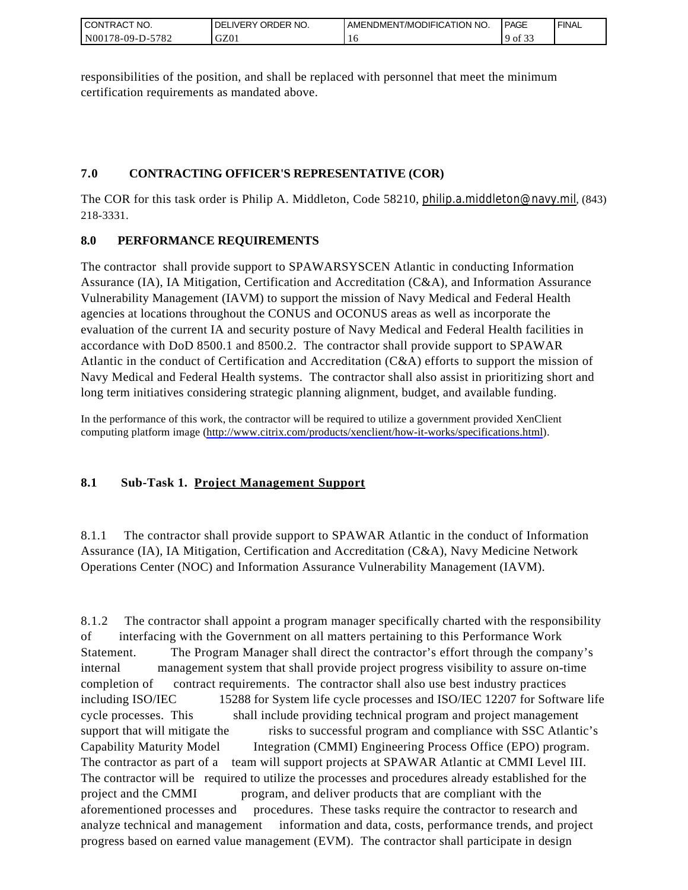responsibilities of the position, and shall be replaced with personnel that meet the minimum certification requirements as mandated above.

## 7.0 CONTRACTING OFFICER'S REPRESENTATIVE (COR)

The COR for this task order is Philip A. Middleton, Code 58210, philip.a.middleton@navy.mil, (843) 218-3331.

## 8.0 PERFORMANCE REQUIREMENTS

The contractor shall provide support to SPAWARSYSCEN Atlantic in conducting Information Assurance (IA), IA Mitigation, Certification and Accreditation (C&A), and Information Assurance Vulnerability Management (IAVM) to support the mission of Navy Medical and Federal Health agencies at locations throughout the CONUS and OCONUS areas as well as incorporate the evaluation of the current IA and security posture of Navy Medical and Federal Health facilities in accordance with DoD 8500.1 and 8500.2. The contractor shall provide support to SPAWAR Atlantic in the conduct of Certification and Accreditation (C&A) efforts to support the mission of Navy Medical and Federal Health systems. The contractor shall also assist in prioritizing short and long term initiatives considering strategic planning alignment, budget, and available funding.

In the performance of this work, the contractor will be required to utilize a government provided XenClient computing platform image (http://www.citrix.com/products/xenclient/how-it-works/specifications.html).

### 8.1 Sub-Task 1. Project Management Support

8.1.1 The contractor shall provide support to SPAWAR Atlantic in the conduct of Information Assurance (IA), IA Mitigation, Certification and Accreditation (C&A), Navy Medicine Network Operations Center (NOC) and Information Assurance Vulnerability Management (IAVM).

8.1.2 The contractor shall appoint a program manager specifically charted with the responsibility of interfacing with the Government on all matters pertaining to this Performance Work Statement. The Program Manager shall direct the contractor's effort through the company's internal management system that shall provide project progress visibility to assure on-time completion of contract requirements. The contractor shall also use best industry practices including ISO/IEC 15288 for System life cycle processes and ISO/IEC 12207 for Software life cycle processes. This shall include providing technical program and project management support that will mitigate the risks to successful program and compliance with SSC Atlantic's Capability Maturity Model Integration (CMMI) Engineering Process Office (EPO) program. The contractor as part of a team will support projects at SPAWAR Atlantic at CMMI Level III. The contractor will be required to utilize the processes and procedures already established for the project and the CMMI program, and deliver products that are compliant with the aforementioned processes and procedures. These tasks require the contractor to research and analyze technical and management information and data, costs, performance trends, and project progress based on earned value management (EVM). The contractor shall participate in design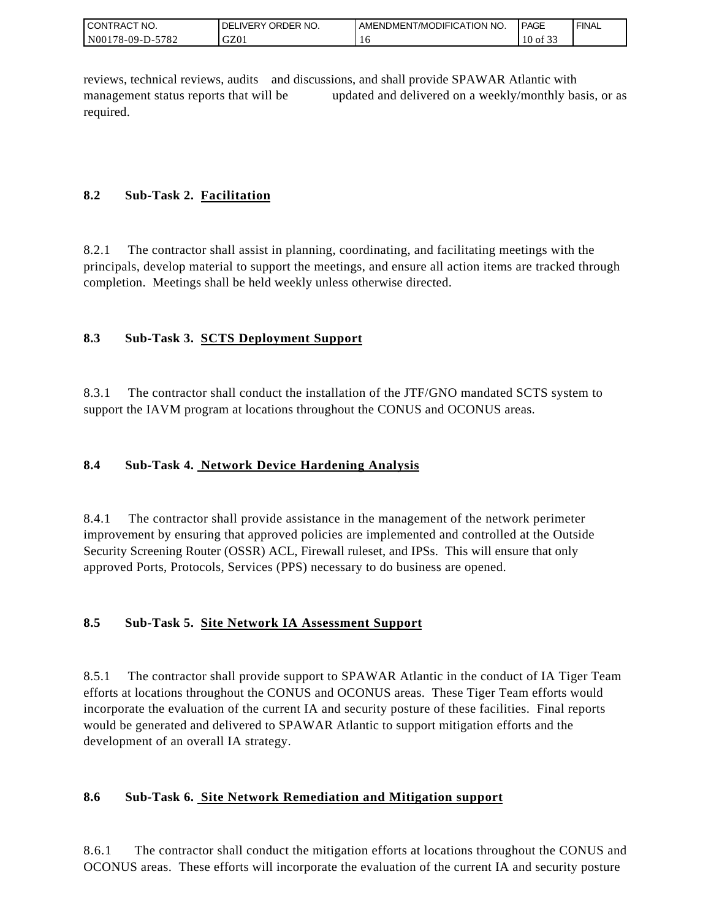reviews, technical reviews, audits and discussions, and shall provide SPAWAR Atlantic with management status reports that will be updated and delivered on a weekly/monthly basis, or as required.

### 8.2 Sub-Task 2. Facilitation

8.2.1 The contractor shall assist in planning, coordinating, and facilitating meetings with the principals, develop material to support the meetings, and ensure all action items are tracked through completion. Meetings shall be held weekly unless otherwise directed.

### 8.3 Sub-Task 3. SCTS Deployment Support

8.3.1 The contractor shall conduct the installation of the JTF/GNO mandated SCTS system to support the IAVM program at locations throughout the CONUS and OCONUS areas.

### 8.4 Sub-Task 4. Network Device Hardening Analysis

8.4.1 The contractor shall provide assistance in the management of the network perimeter improvement by ensuring that approved policies are implemented and controlled at the Outside Security Screening Router (OSSR) ACL, Firewall ruleset, and IPSs. This will ensure that only approved Ports, Protocols, Services (PPS) necessary to do business are opened.

### 8.5 Sub-Task 5. Site Network IA Assessment Support

8.5.1 The contractor shall provide support to SPAWAR Atlantic in the conduct of IA Tiger Team efforts at locations throughout the CONUS and OCONUS areas. These Tiger Team efforts would incorporate the evaluation of the current IA and security posture of these facilities. Final reports would be generated and delivered to SPAWAR Atlantic to support mitigation efforts and the development of an overall IA strategy.

### 8.6 Sub-Task 6. Site Network Remediation and Mitigation support

8.6.1 The contractor shall conduct the mitigation efforts at locations throughout the CONUS and OCONUS areas. These efforts will incorporate the evaluation of the current IA and security posture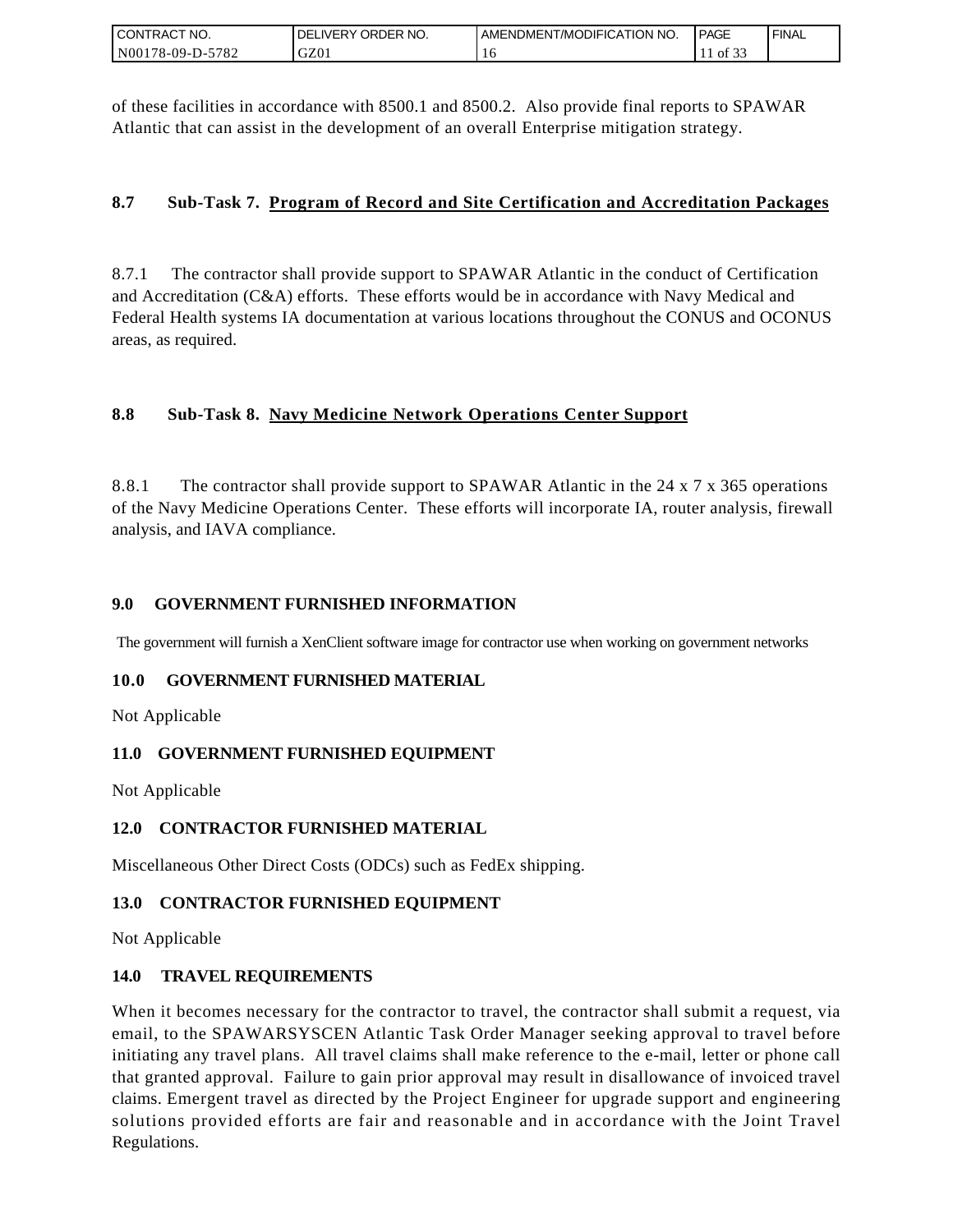of these facilities in accordance with 8500.1 and 8500.2. Also provide final reports to SPAWAR Atlantic that can assist in the development of an overall Enterprise mitigation strategy.

### 8.7 Sub-Task 7. Program of Record and Site Certification and Accreditation Packages

8.7.1 The contractor shall provide support to SPAWAR Atlantic in the conduct of Certification and Accreditation (C&A) efforts. These efforts would be in accordance with Navy Medical and Federal Health systems IA documentation at various locations throughout the CONUS and OCONUS areas, as required.

### 8.8 Sub-Task 8. Navy Medicine Network Operations Center Support

8.8.1 The contractor shall provide support to SPAWAR Atlantic in the 24 x 7 x 365 operations of the Navy Medicine Operations Center. These efforts will incorporate IA, router analysis, firewall analysis, and IAVA compliance.

## 9.0 GOVERNMENT FURNISHED INFORMATION

The government will furnish a XenClient software image for contractor use when working on government networks

## 10.0 GOVERNMENT FURNISHED MATERIAL

Not Applicable

## 11.0 GOVERNMENT FURNISHED EQUIPMENT

Not Applicable

## 12.0 CONTRACTOR FURNISHED MATERIAL

Miscellaneous Other Direct Costs (ODCs) such as FedEx shipping.

## 13.0 CONTRACTOR FURNISHED EQUIPMENT

Not Applicable

## 14.0 TRAVEL REQUIREMENTS

When it becomes necessary for the contractor to travel, the contractor shall submit a request, via email, to the SPAWARSYSCEN Atlantic Task Order Manager seeking approval to travel before initiating any travel plans. All travel claims shall make reference to the e-mail, letter or phone call that granted approval. Failure to gain prior approval may result in disallowance of invoiced travel claims. Emergent travel as directed by the Project Engineer for upgrade support and engineering solutions provided efforts are fair and reasonable and in accordance with the Joint Travel Regulations.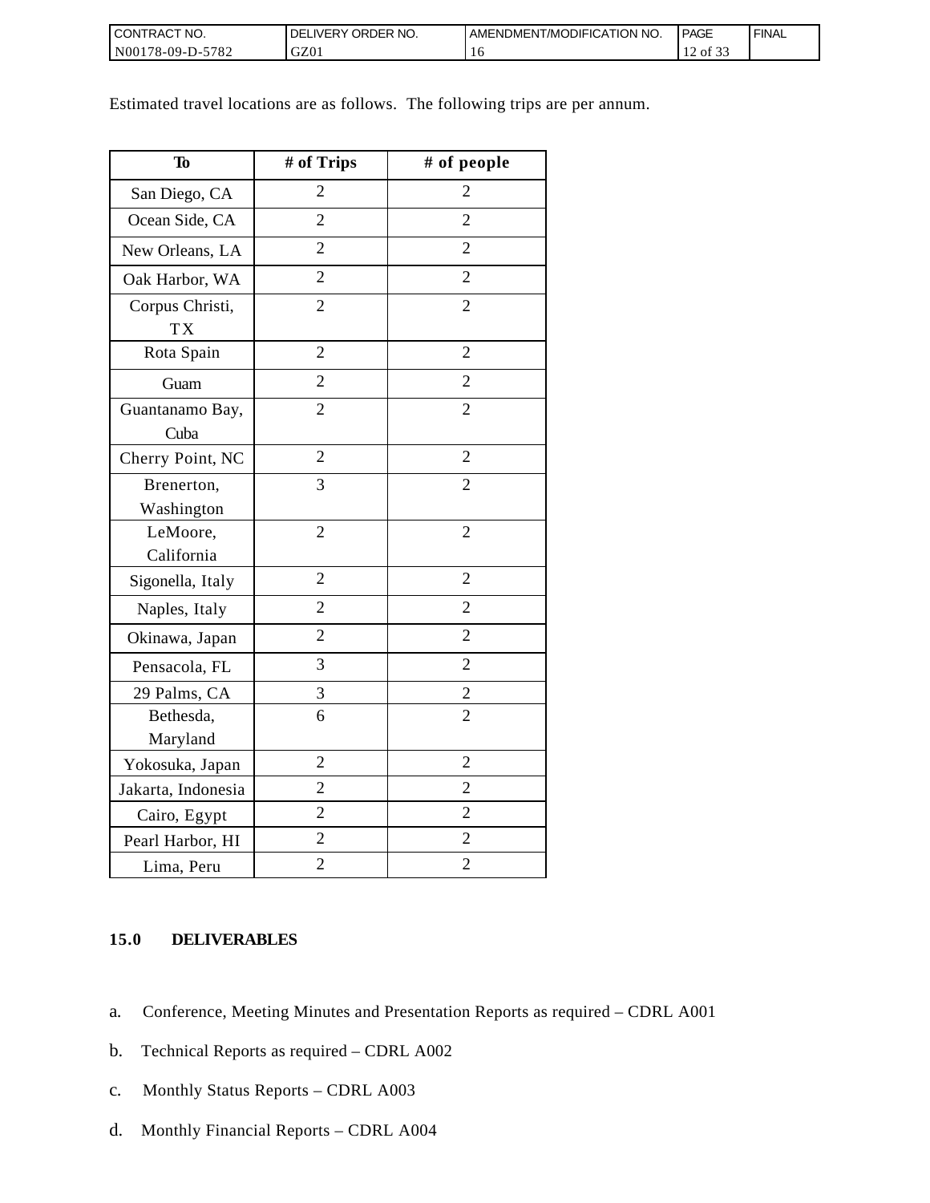Estimated travel locations are as follows.  The following trips are per annum.

| To | # of Trips | # of people |
|---|---|---|
| San Diego, CA | 2 | 2 |
| Ocean Side, CA | 2 | 2 |
| New Orleans, LA | 2 | 2 |
| Oak Harbor, WA | 2 | 2 |
| Corpus Christi, TX | 2 | 2 |
| Rota Spain | 2 | 2 |
| Guam | 2 | 2 |
| Guantanamo Bay, Cuba | 2 | 2 |
| Cherry Point, NC | 2 | 2 |
| Brenerton, Washington | 3 | 2 |
| LeMoore, California | 2 | 2 |
| Sigonella, Italy | 2 | 2 |
| Naples, Italy | 2 | 2 |
| Okinawa, Japan | 2 | 2 |
| Pensacola, FL | 3 | 2 |
| 29 Palms, CA | 3 | 2 |
| Bethesda, Maryland | 6 | 2 |
| Yokosuka, Japan | 2 | 2 |
| Jakarta, Indonesia | 2 | 2 |
| Cairo, Egypt | 2 | 2 |
| Pearl Harbor, HI | 2 | 2 |
| Lima, Peru | 2 | 2 |

## 15.0 DELIVERABLES

a. Conference, Meeting Minutes and Presentation Reports as required – CDRL A001

b. Technical Reports as required – CDRL A002

c. Monthly Status Reports – CDRL A003

d. Monthly Financial Reports – CDRL A004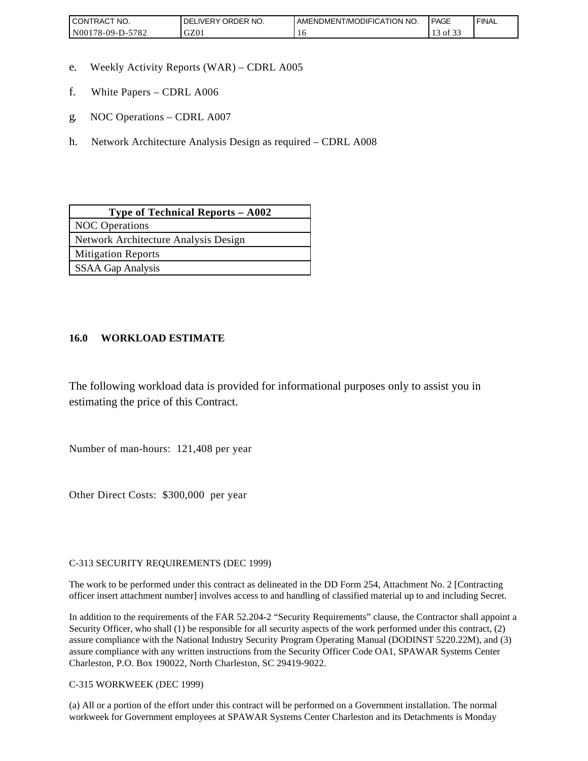e. Weekly Activity Reports (WAR) – CDRL A005

f. White Papers – CDRL A006

g. NOC Operations – CDRL A007

h. Network Architecture Analysis Design as required – CDRL A008

| Type of Technical Reports – A002 |
| --- |
| NOC Operations |
| Network Architecture Analysis Design |
| Mitigation Reports |
| SSAA Gap Analysis |

**16.0 WORKLOAD ESTIMATE**

The following workload data is provided for informational purposes only to assist you in estimating the price of this Contract.

Number of man-hours: 121,408 per year

Other Direct Costs: $300,000 per year

C-313 SECURITY REQUIREMENTS (DEC 1999)

The work to be performed under this contract as delineated in the DD Form 254, Attachment No. 2 [Contracting officer insert attachment number] involves access to and handling of classified material up to and including Secret.

In addition to the requirements of the FAR 52.204-2 "Security Requirements" clause, the Contractor shall appoint a Security Officer, who shall (1) be responsible for all security aspects of the work performed under this contract, (2) assure compliance with the National Industry Security Program Operating Manual (DODINST 5220.22M), and (3) assure compliance with any written instructions from the Security Officer Code OA1, SPAWAR Systems Center Charleston, P.O. Box 190022, North Charleston, SC 29419-9022.

C-315 WORKWEEK (DEC 1999)

(a) All or a portion of the effort under this contract will be performed on a Government installation. The normal workweek for Government employees at SPAWAR Systems Center Charleston and its Detachments is Monday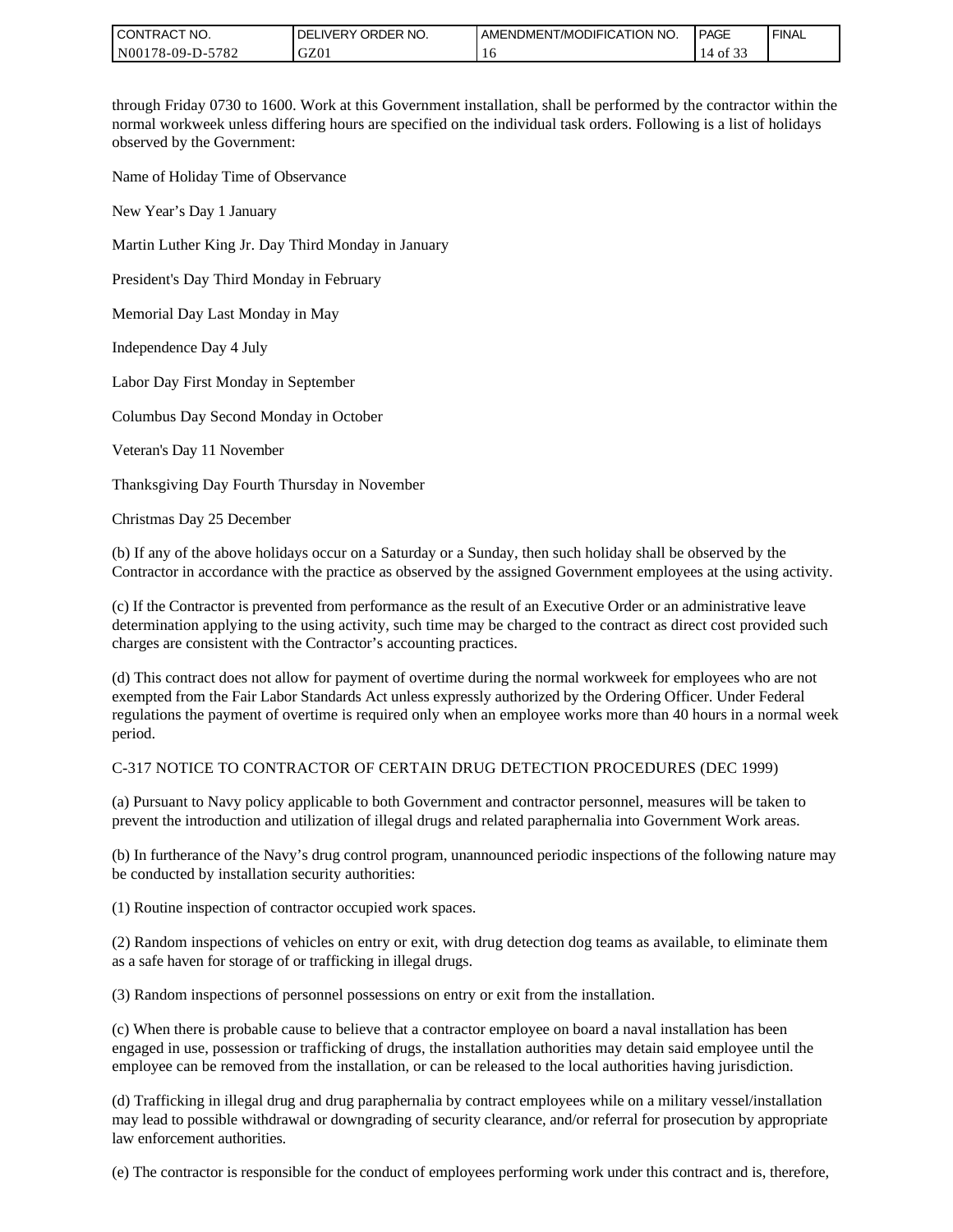through Friday 0730 to 1600. Work at this Government installation, shall be performed by the contractor within the normal workweek unless differing hours are specified on the individual task orders. Following is a list of holidays observed by the Government:

Name of Holiday Time of Observance

New Year's Day 1 January

Martin Luther King Jr. Day Third Monday in January

President's Day Third Monday in February

Memorial Day Last Monday in May

Independence Day 4 July

Labor Day First Monday in September

Columbus Day Second Monday in October

Veteran's Day 11 November

Thanksgiving Day Fourth Thursday in November

Christmas Day 25 December

(b) If any of the above holidays occur on a Saturday or a Sunday, then such holiday shall be observed by the Contractor in accordance with the practice as observed by the assigned Government employees at the using activity.

(c) If the Contractor is prevented from performance as the result of an Executive Order or an administrative leave determination applying to the using activity, such time may be charged to the contract as direct cost provided such charges are consistent with the Contractor's accounting practices.

(d) This contract does not allow for payment of overtime during the normal workweek for employees who are not exempted from the Fair Labor Standards Act unless expressly authorized by the Ordering Officer. Under Federal regulations the payment of overtime is required only when an employee works more than 40 hours in a normal week period.

C-317 NOTICE TO CONTRACTOR OF CERTAIN DRUG DETECTION PROCEDURES (DEC 1999)

(a) Pursuant to Navy policy applicable to both Government and contractor personnel, measures will be taken to prevent the introduction and utilization of illegal drugs and related paraphernalia into Government Work areas.

(b) In furtherance of the Navy's drug control program, unannounced periodic inspections of the following nature may be conducted by installation security authorities:

(1) Routine inspection of contractor occupied work spaces.

(2) Random inspections of vehicles on entry or exit, with drug detection dog teams as available, to eliminate them as a safe haven for storage of or trafficking in illegal drugs.

(3) Random inspections of personnel possessions on entry or exit from the installation.

(c) When there is probable cause to believe that a contractor employee on board a naval installation has been engaged in use, possession or trafficking of drugs, the installation authorities may detain said employee until the employee can be removed from the installation, or can be released to the local authorities having jurisdiction.

(d) Trafficking in illegal drug and drug paraphernalia by contract employees while on a military vessel/installation may lead to possible withdrawal or downgrading of security clearance, and/or referral for prosecution by appropriate law enforcement authorities.

(e) The contractor is responsible for the conduct of employees performing work under this contract and is, therefore,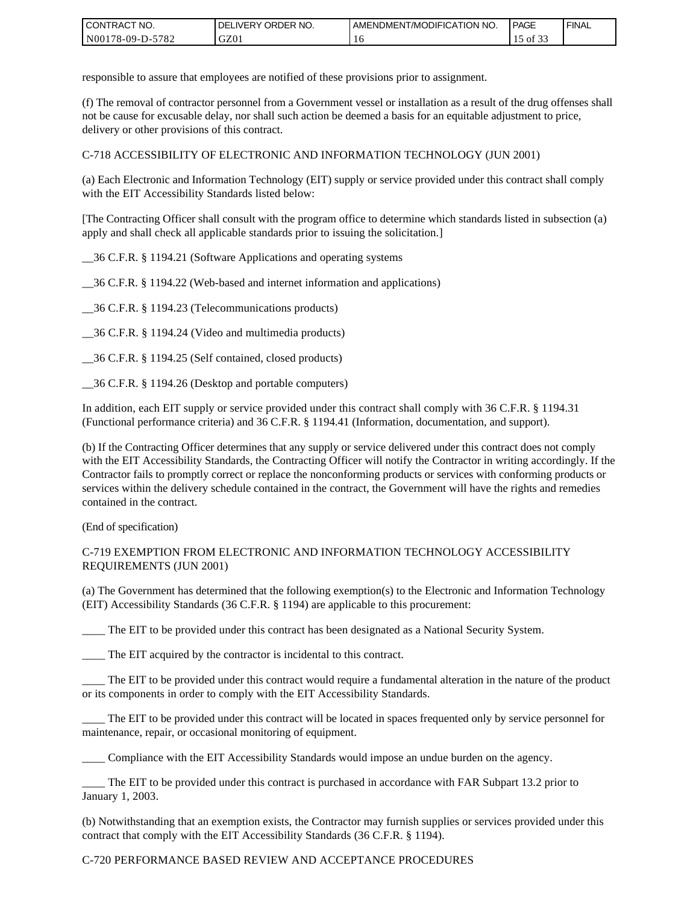responsible to assure that employees are notified of these provisions prior to assignment.

(f) The removal of contractor personnel from a Government vessel or installation as a result of the drug offenses shall not be cause for excusable delay, nor shall such action be deemed a basis for an equitable adjustment to price, delivery or other provisions of this contract.

C-718 ACCESSIBILITY OF ELECTRONIC AND INFORMATION TECHNOLOGY (JUN 2001)

(a) Each Electronic and Information Technology (EIT) supply or service provided under this contract shall comply with the EIT Accessibility Standards listed below:

[The Contracting Officer shall consult with the program office to determine which standards listed in subsection (a) apply and shall check all applicable standards prior to issuing the solicitation.]

__36 C.F.R. § 1194.21 (Software Applications and operating systems

__36 C.F.R. § 1194.22 (Web-based and internet information and applications)

__36 C.F.R. § 1194.23 (Telecommunications products)

__36 C.F.R. § 1194.24 (Video and multimedia products)

__36 C.F.R. § 1194.25 (Self contained, closed products)

__36 C.F.R. § 1194.26 (Desktop and portable computers)

In addition, each EIT supply or service provided under this contract shall comply with 36 C.F.R. § 1194.31 (Functional performance criteria) and 36 C.F.R. § 1194.41 (Information, documentation, and support).

(b) If the Contracting Officer determines that any supply or service delivered under this contract does not comply with the EIT Accessibility Standards, the Contracting Officer will notify the Contractor in writing accordingly. If the Contractor fails to promptly correct or replace the nonconforming products or services with conforming products or services within the delivery schedule contained in the contract, the Government will have the rights and remedies contained in the contract.

(End of specification)

C-719 EXEMPTION FROM ELECTRONIC AND INFORMATION TECHNOLOGY ACCESSIBILITY REQUIREMENTS (JUN 2001)

(a) The Government has determined that the following exemption(s) to the Electronic and Information Technology (EIT) Accessibility Standards (36 C.F.R. § 1194) are applicable to this procurement:

____ The EIT to be provided under this contract has been designated as a National Security System.

____ The EIT acquired by the contractor is incidental to this contract.

____ The EIT to be provided under this contract would require a fundamental alteration in the nature of the product or its components in order to comply with the EIT Accessibility Standards.

____ The EIT to be provided under this contract will be located in spaces frequented only by service personnel for maintenance, repair, or occasional monitoring of equipment.

____ Compliance with the EIT Accessibility Standards would impose an undue burden on the agency.

____ The EIT to be provided under this contract is purchased in accordance with FAR Subpart 13.2 prior to January 1, 2003.

(b) Notwithstanding that an exemption exists, the Contractor may furnish supplies or services provided under this contract that comply with the EIT Accessibility Standards (36 C.F.R. § 1194).

C-720 PERFORMANCE BASED REVIEW AND ACCEPTANCE PROCEDURES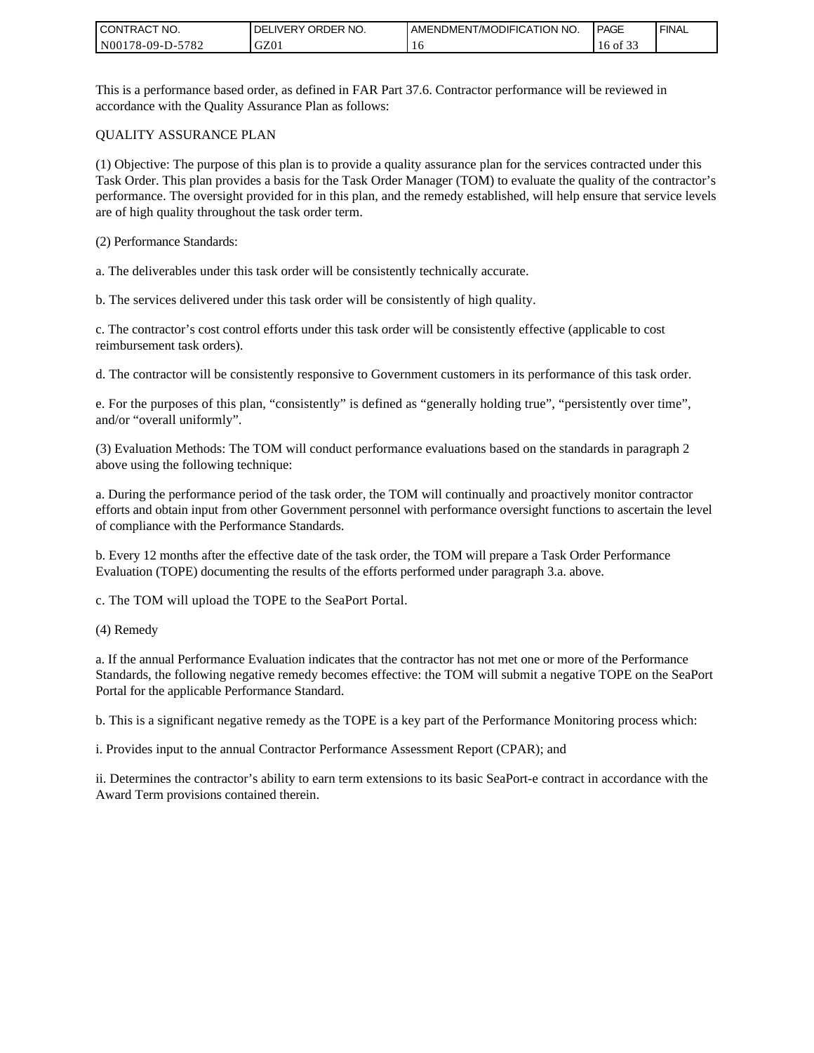This is a performance based order, as defined in FAR Part 37.6. Contractor performance will be reviewed in accordance with the Quality Assurance Plan as follows:

QUALITY ASSURANCE PLAN

(1) Objective: The purpose of this plan is to provide a quality assurance plan for the services contracted under this Task Order. This plan provides a basis for the Task Order Manager (TOM) to evaluate the quality of the contractor's performance. The oversight provided for in this plan, and the remedy established, will help ensure that service levels are of high quality throughout the task order term.

(2) Performance Standards:

a. The deliverables under this task order will be consistently technically accurate.

b. The services delivered under this task order will be consistently of high quality.

c. The contractor's cost control efforts under this task order will be consistently effective (applicable to cost reimbursement task orders).

d. The contractor will be consistently responsive to Government customers in its performance of this task order.

e. For the purposes of this plan, "consistently" is defined as "generally holding true", "persistently over time", and/or "overall uniformly".

(3) Evaluation Methods: The TOM will conduct performance evaluations based on the standards in paragraph 2 above using the following technique:

a. During the performance period of the task order, the TOM will continually and proactively monitor contractor efforts and obtain input from other Government personnel with performance oversight functions to ascertain the level of compliance with the Performance Standards.

b. Every 12 months after the effective date of the task order, the TOM will prepare a Task Order Performance Evaluation (TOPE) documenting the results of the efforts performed under paragraph 3.a. above.

c. The TOM will upload the TOPE to the SeaPort Portal.

(4) Remedy

a. If the annual Performance Evaluation indicates that the contractor has not met one or more of the Performance Standards, the following negative remedy becomes effective: the TOM will submit a negative TOPE on the SeaPort Portal for the applicable Performance Standard.

b. This is a significant negative remedy as the TOPE is a key part of the Performance Monitoring process which:

i. Provides input to the annual Contractor Performance Assessment Report (CPAR); and

ii. Determines the contractor's ability to earn term extensions to its basic SeaPort-e contract in accordance with the Award Term provisions contained therein.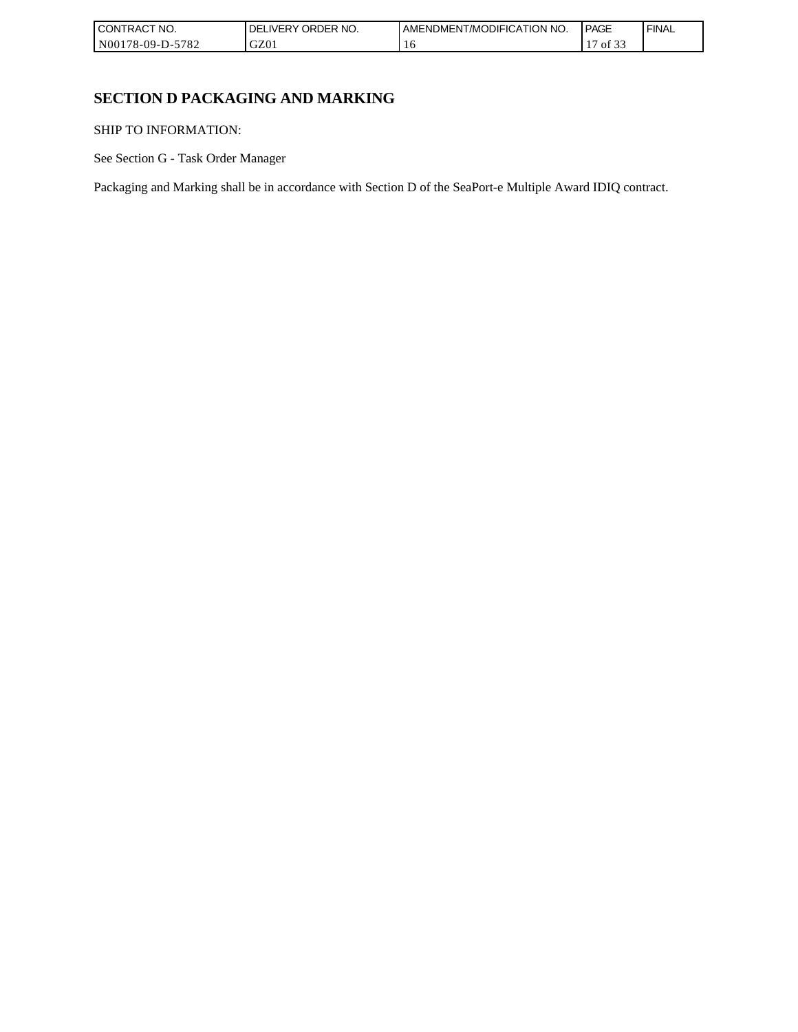# SECTION D PACKAGING AND MARKING

SHIP TO INFORMATION:

See Section G - Task Order Manager

Packaging and Marking shall be in accordance with Section D of the SeaPort-e Multiple Award IDIQ contract.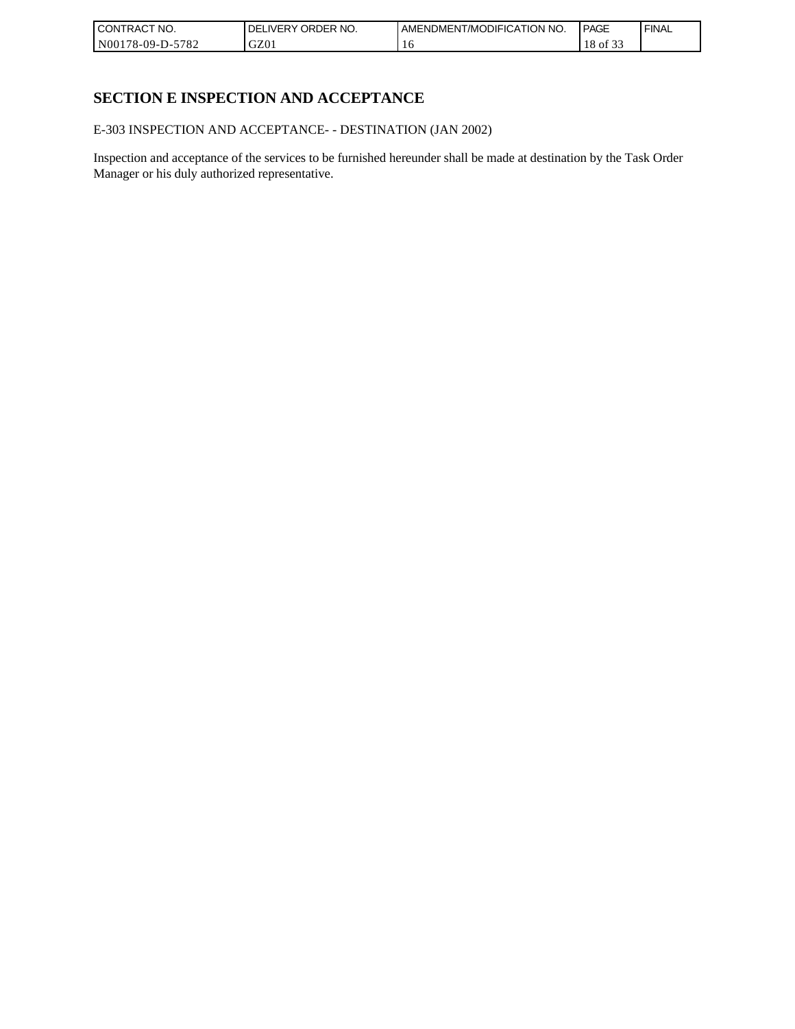# SECTION E INSPECTION AND ACCEPTANCE

E-303 INSPECTION AND ACCEPTANCE- - DESTINATION (JAN 2002)

Inspection and acceptance of the services to be furnished hereunder shall be made at destination by the Task Order Manager or his duly authorized representative.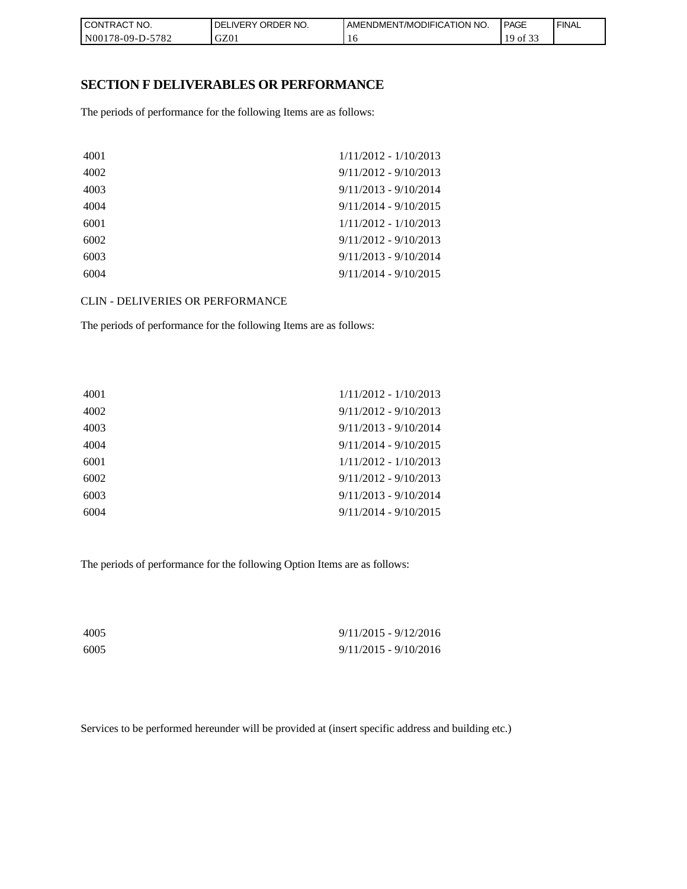## SECTION F DELIVERABLES OR PERFORMANCE

The periods of performance for the following Items are as follows:

| | |
|---|---|
| 4001 | 1/11/2012 - 1/10/2013 |
| 4002 | 9/11/2012 - 9/10/2013 |
| 4003 | 9/11/2013 - 9/10/2014 |
| 4004 | 9/11/2014 - 9/10/2015 |
| 6001 | 1/11/2012 - 1/10/2013 |
| 6002 | 9/11/2012 - 9/10/2013 |
| 6003 | 9/11/2013 - 9/10/2014 |
| 6004 | 9/11/2014 - 9/10/2015 |

CLIN - DELIVERIES OR PERFORMANCE

The periods of performance for the following Items are as follows:

| | |
|---|---|
| 4001 | 1/11/2012 - 1/10/2013 |
| 4002 | 9/11/2012 - 9/10/2013 |
| 4003 | 9/11/2013 - 9/10/2014 |
| 4004 | 9/11/2014 - 9/10/2015 |
| 6001 | 1/11/2012 - 1/10/2013 |
| 6002 | 9/11/2012 - 9/10/2013 |
| 6003 | 9/11/2013 - 9/10/2014 |
| 6004 | 9/11/2014 - 9/10/2015 |

The periods of performance for the following Option Items are as follows:

| | |
|---|---|
| 4005 | 9/11/2015 - 9/12/2016 |
| 6005 | 9/11/2015 - 9/10/2016 |

Services to be performed hereunder will be provided at (insert specific address and building etc.)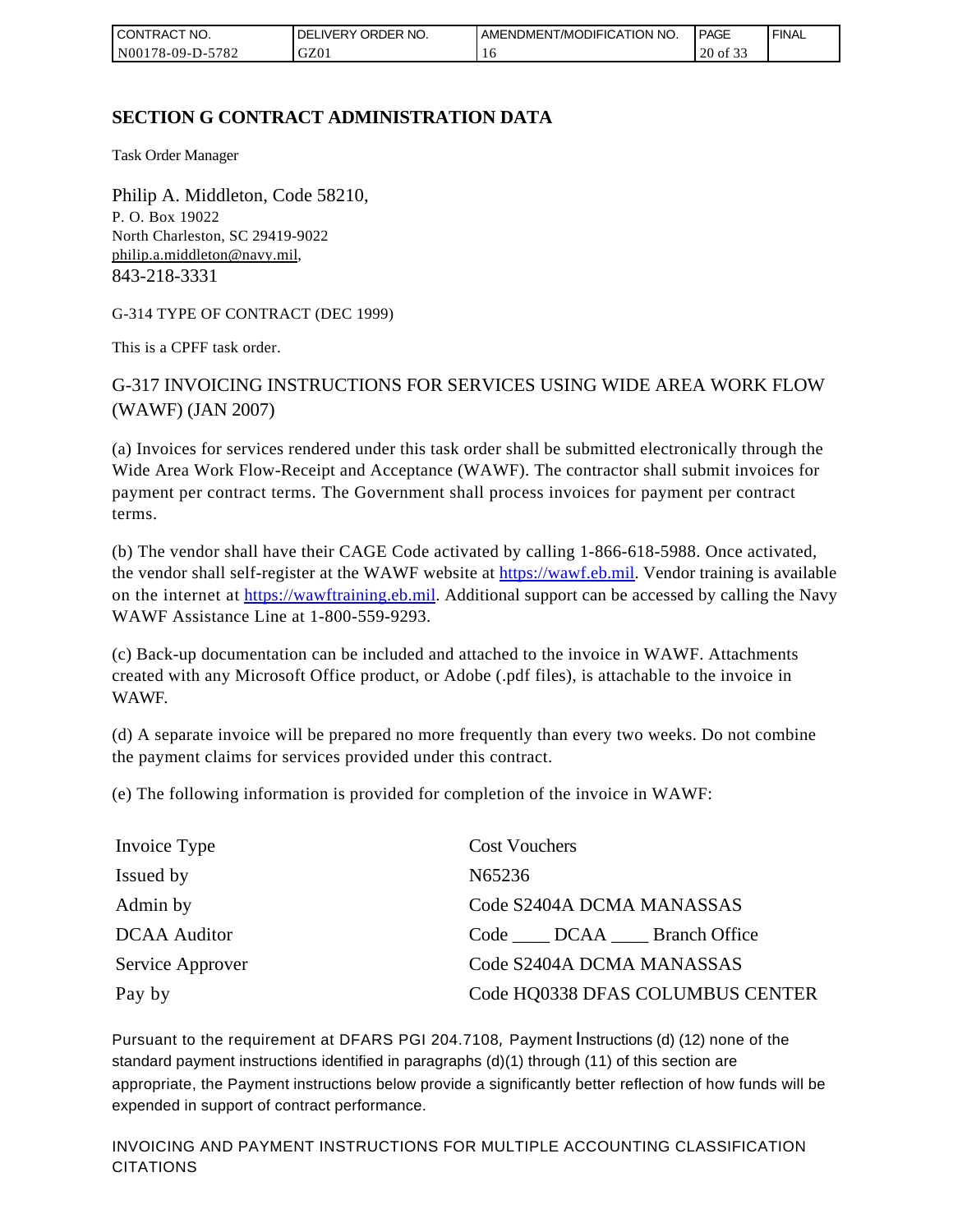## SECTION G CONTRACT ADMINISTRATION DATA

Task Order Manager

Philip A. Middleton, Code 58210,
P. O. Box 19022
North Charleston, SC 29419-9022
philip.a.middleton@navy.mil,
843-218-3331

G-314 TYPE OF CONTRACT (DEC 1999)

This is a CPFF task order.

G-317 INVOICING INSTRUCTIONS FOR SERVICES USING WIDE AREA WORK FLOW (WAWF) (JAN 2007)

(a) Invoices for services rendered under this task order shall be submitted electronically through the Wide Area Work Flow-Receipt and Acceptance (WAWF). The contractor shall submit invoices for payment per contract terms. The Government shall process invoices for payment per contract terms.

(b) The vendor shall have their CAGE Code activated by calling 1-866-618-5988. Once activated, the vendor shall self-register at the WAWF website at https://wawf.eb.mil. Vendor training is available on the internet at https://wawftraining.eb.mil. Additional support can be accessed by calling the Navy WAWF Assistance Line at 1-800-559-9293.

(c) Back-up documentation can be included and attached to the invoice in WAWF. Attachments created with any Microsoft Office product, or Adobe (.pdf files), is attachable to the invoice in WAWF.

(d) A separate invoice will be prepared no more frequently than every two weeks. Do not combine the payment claims for services provided under this contract.

(e) The following information is provided for completion of the invoice in WAWF:

| | |
|---|---|
| Invoice Type | Cost Vouchers |
| Issued by | N65236 |
| Admin by | Code S2404A DCMA MANASSAS |
| DCAA Auditor | Code ____ DCAA ____ Branch Office |
| Service Approver | Code S2404A DCMA MANASSAS |
| Pay by | Code HQ0338 DFAS COLUMBUS CENTER |

Pursuant to the requirement at DFARS PGI 204.7108, Payment Instructions (d) (12) none of the standard payment instructions identified in paragraphs (d)(1) through (11) of this section are appropriate, the Payment instructions below provide a significantly better reflection of how funds will be expended in support of contract performance.

INVOICING AND PAYMENT INSTRUCTIONS FOR MULTIPLE ACCOUNTING CLASSIFICATION CITATIONS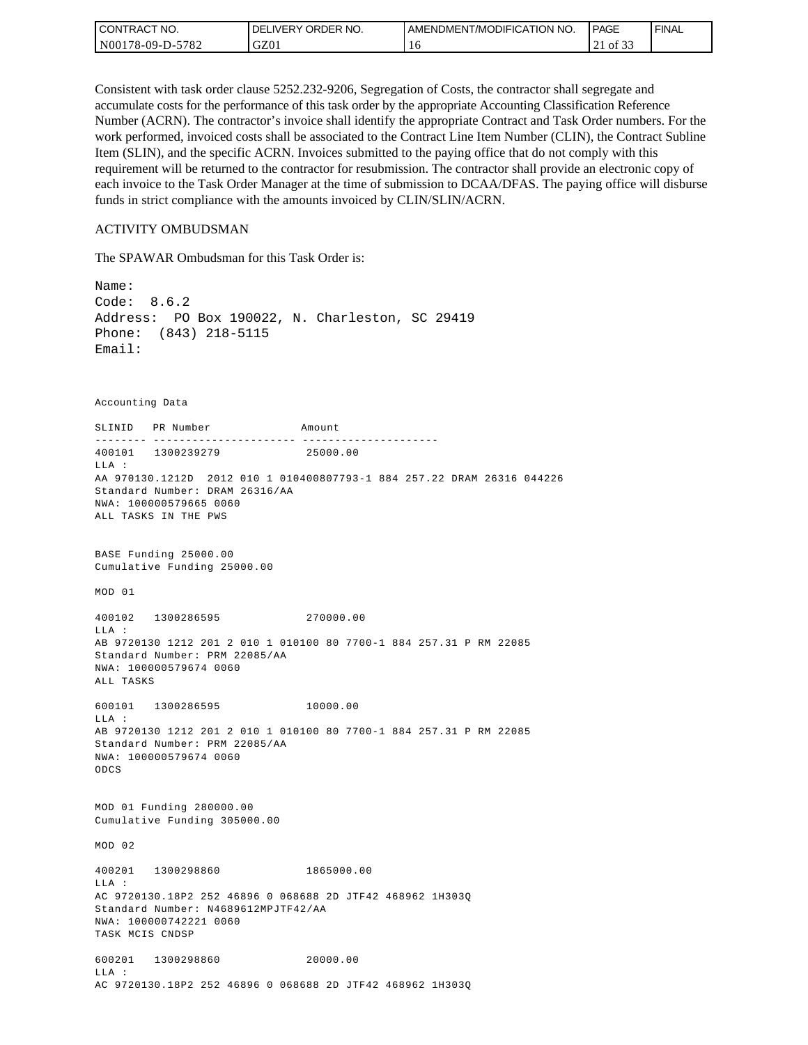Consistent with task order clause 5252.232-9206, Segregation of Costs, the contractor shall segregate and accumulate costs for the performance of this task order by the appropriate Accounting Classification Reference Number (ACRN). The contractor's invoice shall identify the appropriate Contract and Task Order numbers. For the work performed, invoiced costs shall be associated to the Contract Line Item Number (CLIN), the Contract Subline Item (SLIN), and the specific ACRN. Invoices submitted to the paying office that do not comply with this requirement will be returned to the contractor for resubmission. The contractor shall provide an electronic copy of each invoice to the Task Order Manager at the time of submission to DCAA/DFAS. The paying office will disburse funds in strict compliance with the amounts invoiced by CLIN/SLIN/ACRN.

ACTIVITY OMBUDSMAN

The SPAWAR Ombudsman for this Task Order is:

```
Name:
Code:  8.6.2
Address:  PO Box 190022, N. Charleston, SC 29419
Phone:  (843) 218-5115
Email:
```

```
Accounting Data

SLINID   PR Number              Amount
-------- ---------------------- ---------------------
400101   1300239279              25000.00
LLA :
AA 970130.1212D  2012 010 1 010400807793-1 884 257.22 DRAM 26316 044226
Standard Number: DRAM 26316/AA
NWA: 100000579665 0060
ALL TASKS IN THE PWS


BASE Funding 25000.00
Cumulative Funding 25000.00

MOD 01

400102   1300286595              270000.00
LLA :
AB 9720130 1212 201 2 010 1 010100 80 7700-1 884 257.31 P RM 22085
Standard Number: PRM 22085/AA
NWA: 100000579674 0060
ALL TASKS

600101   1300286595              10000.00
LLA :
AB 9720130 1212 201 2 010 1 010100 80 7700-1 884 257.31 P RM 22085
Standard Number: PRM 22085/AA
NWA: 100000579674 0060
ODCS


MOD 01 Funding 280000.00
Cumulative Funding 305000.00

MOD 02

400201   1300298860              1865000.00
LLA :
AC 9720130.18P2 252 46896 0 068688 2D JTF42 468962 1H303Q
Standard Number: N4689612MPJTF42/AA
NWA: 100000742221 0060
TASK MCIS CNDSP

600201   1300298860              20000.00
LLA :
AC 9720130.18P2 252 46896 0 068688 2D JTF42 468962 1H303Q
```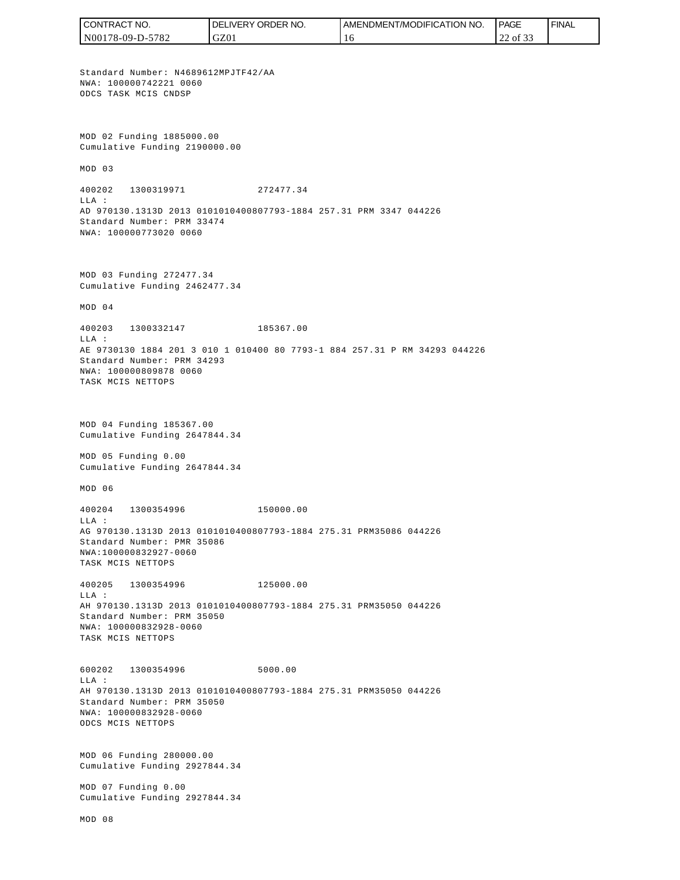Standard Number: N4689612MPJTF42/AA
NWA: 100000742221 0060
ODCS TASK MCIS CNDSP

MOD 02 Funding 1885000.00
Cumulative Funding 2190000.00

MOD 03

400202 1300319971 272477.34
LLA :
AD 970130.1313D 2013 0101010400807793-1884 257.31 PRM 3347 044226
Standard Number: PRM 33474
NWA: 100000773020 0060

MOD 03 Funding 272477.34
Cumulative Funding 2462477.34

MOD 04

400203 1300332147 185367.00
LLA :
AE 9730130 1884 201 3 010 1 010400 80 7793-1 884 257.31 P RM 34293 044226
Standard Number: PRM 34293
NWA: 100000809878 0060
TASK MCIS NETTOPS

MOD 04 Funding 185367.00
Cumulative Funding 2647844.34

MOD 05 Funding 0.00
Cumulative Funding 2647844.34

MOD 06

400204 1300354996 150000.00
LLA :
AG 970130.1313D 2013 0101010400807793-1884 275.31 PRM35086 044226
Standard Number: PMR 35086
NWA:100000832927-0060
TASK MCIS NETTOPS

400205 1300354996 125000.00
LLA :
AH 970130.1313D 2013 0101010400807793-1884 275.31 PRM35050 044226
Standard Number: PRM 35050
NWA: 100000832928-0060
TASK MCIS NETTOPS

600202 1300354996 5000.00
LLA :
AH 970130.1313D 2013 0101010400807793-1884 275.31 PRM35050 044226
Standard Number: PRM 35050
NWA: 100000832928-0060
ODCS MCIS NETTOPS

MOD 06 Funding 280000.00
Cumulative Funding 2927844.34

MOD 07 Funding 0.00
Cumulative Funding 2927844.34

MOD 08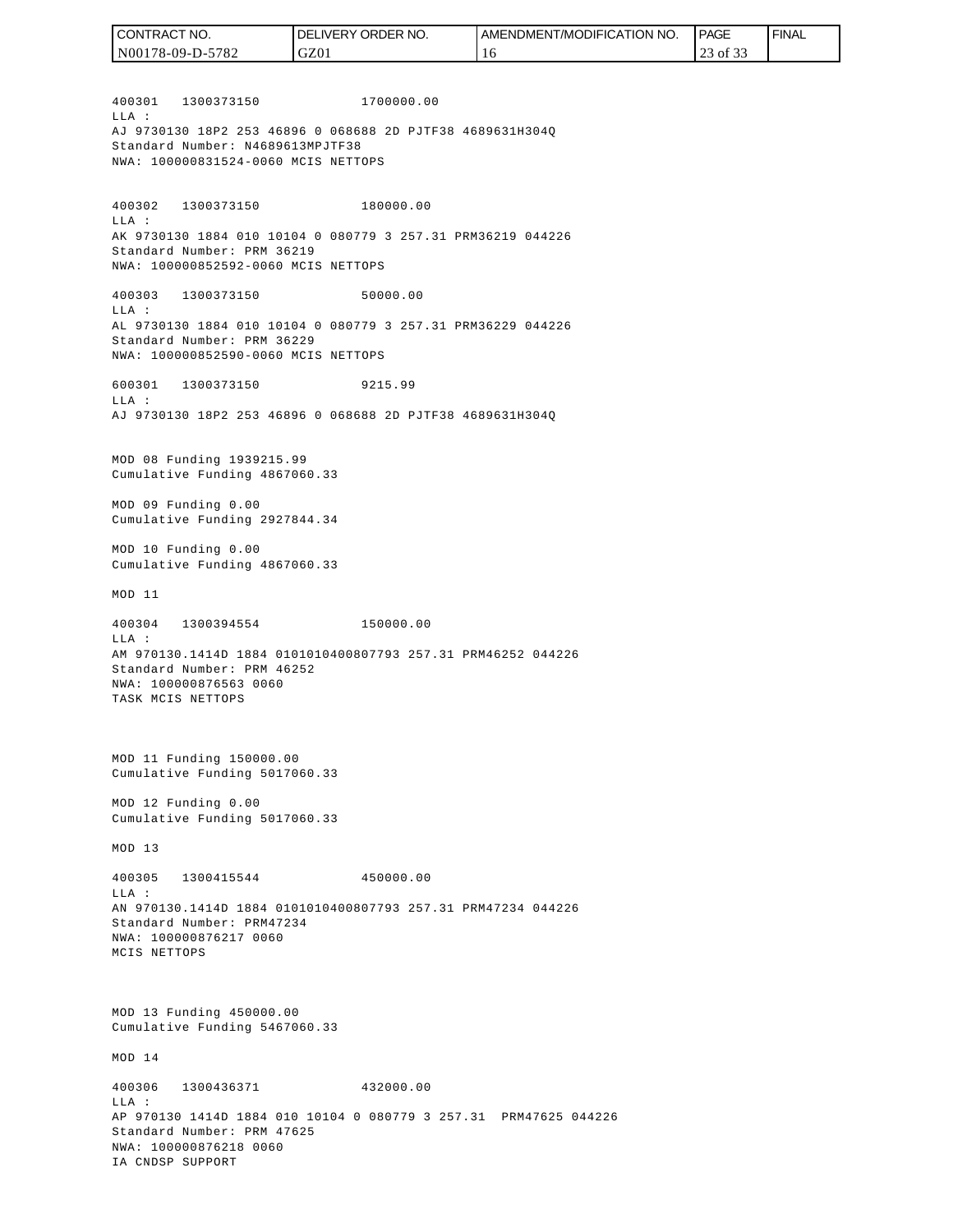400301 1300373150 1700000.00
LLA :
AJ 9730130 18P2 253 46896 0 068688 2D PJTF38 4689631H304Q
Standard Number: N4689613MPJTF38
NWA: 100000831524-0060 MCIS NETTOPS

400302 1300373150 180000.00
LLA :
AK 9730130 1884 010 10104 0 080779 3 257.31 PRM36219 044226
Standard Number: PRM 36219
NWA: 100000852592-0060 MCIS NETTOPS

400303 1300373150 50000.00
LLA :
AL 9730130 1884 010 10104 0 080779 3 257.31 PRM36229 044226
Standard Number: PRM 36229
NWA: 100000852590-0060 MCIS NETTOPS

600301 1300373150 9215.99
LLA :
AJ 9730130 18P2 253 46896 0 068688 2D PJTF38 4689631H304Q

MOD 08 Funding 1939215.99
Cumulative Funding 4867060.33

MOD 09 Funding 0.00
Cumulative Funding 2927844.34

MOD 10 Funding 0.00
Cumulative Funding 4867060.33

MOD 11

400304 1300394554 150000.00
LLA :
AM 970130.1414D 1884 0101010400807793 257.31 PRM46252 044226
Standard Number: PRM 46252
NWA: 100000876563 0060
TASK MCIS NETTOPS

MOD 11 Funding 150000.00
Cumulative Funding 5017060.33

MOD 12 Funding 0.00
Cumulative Funding 5017060.33

MOD 13

400305 1300415544 450000.00
LLA :
AN 970130.1414D 1884 0101010400807793 257.31 PRM47234 044226
Standard Number: PRM47234
NWA: 100000876217 0060
MCIS NETTOPS

MOD 13 Funding 450000.00
Cumulative Funding 5467060.33

MOD 14

400306 1300436371 432000.00
LLA :
AP 970130 1414D 1884 010 10104 0 080779 3 257.31 PRM47625 044226
Standard Number: PRM 47625
NWA: 100000876218 0060
IA CNDSP SUPPORT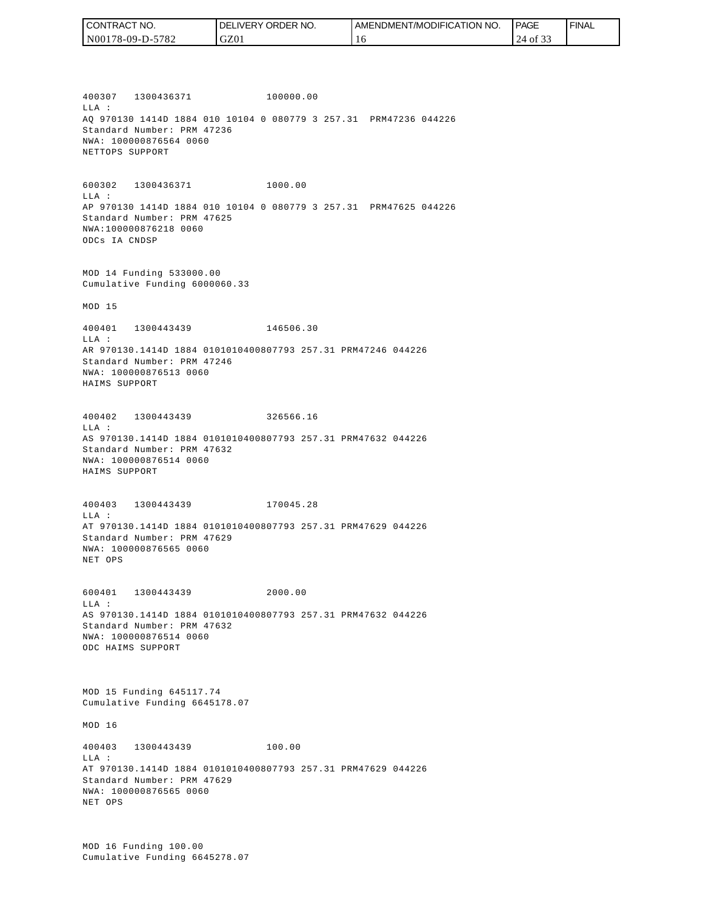400307 1300436371 100000.00
LLA :
AQ 970130 1414D 1884 010 10104 0 080779 3 257.31 PRM47236 044226
Standard Number: PRM 47236
NWA: 100000876564 0060
NETTOPS SUPPORT

600302 1300436371 1000.00
LLA :
AP 970130 1414D 1884 010 10104 0 080779 3 257.31 PRM47625 044226
Standard Number: PRM 47625
NWA:100000876218 0060
ODCs IA CNDSP

MOD 14 Funding 533000.00
Cumulative Funding 6000060.33

MOD 15

400401 1300443439 146506.30
LLA :
AR 970130.1414D 1884 0101010400807793 257.31 PRM47246 044226
Standard Number: PRM 47246
NWA: 100000876513 0060
HAIMS SUPPORT

400402 1300443439 326566.16
LLA :
AS 970130.1414D 1884 0101010400807793 257.31 PRM47632 044226
Standard Number: PRM 47632
NWA: 100000876514 0060
HAIMS SUPPORT

400403 1300443439 170045.28
LLA :
AT 970130.1414D 1884 0101010400807793 257.31 PRM47629 044226
Standard Number: PRM 47629
NWA: 100000876565 0060
NET OPS

600401 1300443439 2000.00
LLA :
AS 970130.1414D 1884 0101010400807793 257.31 PRM47632 044226
Standard Number: PRM 47632
NWA: 100000876514 0060
ODC HAIMS SUPPORT

MOD 15 Funding 645117.74
Cumulative Funding 6645178.07

MOD 16

400403 1300443439 100.00
LLA :
AT 970130.1414D 1884 0101010400807793 257.31 PRM47629 044226
Standard Number: PRM 47629
NWA: 100000876565 0060
NET OPS

MOD 16 Funding 100.00
Cumulative Funding 6645278.07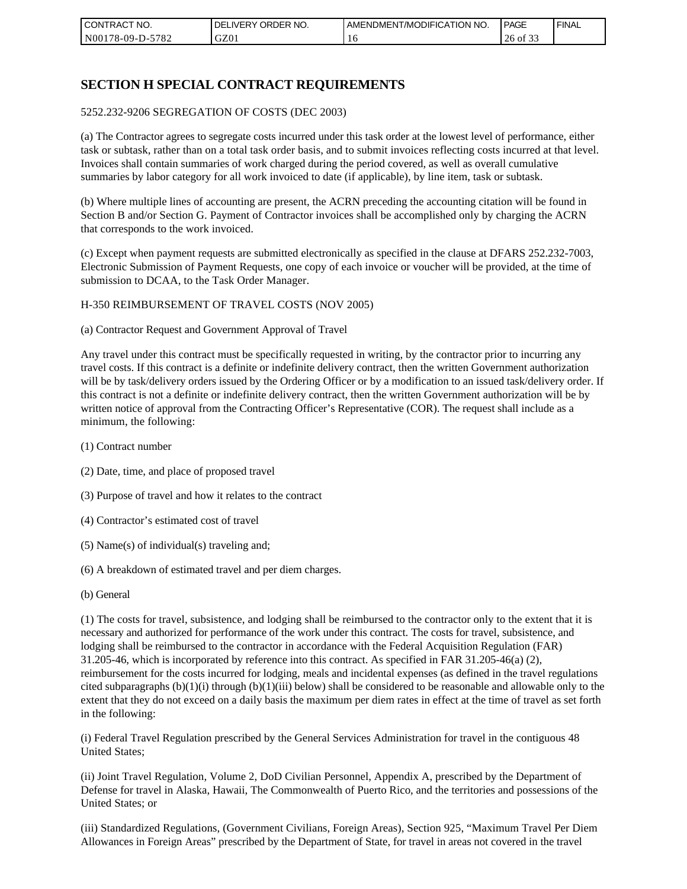# SECTION H SPECIAL CONTRACT REQUIREMENTS

5252.232-9206 SEGREGATION OF COSTS (DEC 2003)

(a) The Contractor agrees to segregate costs incurred under this task order at the lowest level of performance, either task or subtask, rather than on a total task order basis, and to submit invoices reflecting costs incurred at that level. Invoices shall contain summaries of work charged during the period covered, as well as overall cumulative summaries by labor category for all work invoiced to date (if applicable), by line item, task or subtask.

(b) Where multiple lines of accounting are present, the ACRN preceding the accounting citation will be found in Section B and/or Section G. Payment of Contractor invoices shall be accomplished only by charging the ACRN that corresponds to the work invoiced.

(c) Except when payment requests are submitted electronically as specified in the clause at DFARS 252.232-7003, Electronic Submission of Payment Requests, one copy of each invoice or voucher will be provided, at the time of submission to DCAA, to the Task Order Manager.

H-350 REIMBURSEMENT OF TRAVEL COSTS (NOV 2005)

(a) Contractor Request and Government Approval of Travel

Any travel under this contract must be specifically requested in writing, by the contractor prior to incurring any travel costs. If this contract is a definite or indefinite delivery contract, then the written Government authorization will be by task/delivery orders issued by the Ordering Officer or by a modification to an issued task/delivery order. If this contract is not a definite or indefinite delivery contract, then the written Government authorization will be by written notice of approval from the Contracting Officer's Representative (COR). The request shall include as a minimum, the following:

(1) Contract number

(2) Date, time, and place of proposed travel

(3) Purpose of travel and how it relates to the contract

(4) Contractor's estimated cost of travel

(5) Name(s) of individual(s) traveling and;

(6) A breakdown of estimated travel and per diem charges.

(b) General

(1) The costs for travel, subsistence, and lodging shall be reimbursed to the contractor only to the extent that it is necessary and authorized for performance of the work under this contract. The costs for travel, subsistence, and lodging shall be reimbursed to the contractor in accordance with the Federal Acquisition Regulation (FAR) 31.205-46, which is incorporated by reference into this contract. As specified in FAR 31.205-46(a) (2), reimbursement for the costs incurred for lodging, meals and incidental expenses (as defined in the travel regulations cited subparagraphs (b)(1)(i) through (b)(1)(iii) below) shall be considered to be reasonable and allowable only to the extent that they do not exceed on a daily basis the maximum per diem rates in effect at the time of travel as set forth in the following:

(i) Federal Travel Regulation prescribed by the General Services Administration for travel in the contiguous 48 United States;

(ii) Joint Travel Regulation, Volume 2, DoD Civilian Personnel, Appendix A, prescribed by the Department of Defense for travel in Alaska, Hawaii, The Commonwealth of Puerto Rico, and the territories and possessions of the United States; or

(iii) Standardized Regulations, (Government Civilians, Foreign Areas), Section 925, "Maximum Travel Per Diem Allowances in Foreign Areas" prescribed by the Department of State, for travel in areas not covered in the travel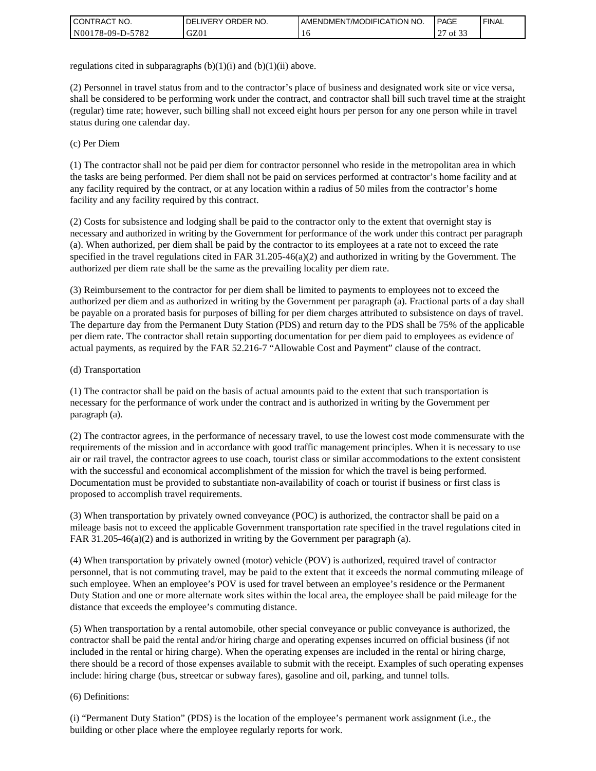regulations cited in subparagraphs (b)(1)(i) and (b)(1)(ii) above.

(2) Personnel in travel status from and to the contractor's place of business and designated work site or vice versa, shall be considered to be performing work under the contract, and contractor shall bill such travel time at the straight (regular) time rate; however, such billing shall not exceed eight hours per person for any one person while in travel status during one calendar day.

(c) Per Diem

(1) The contractor shall not be paid per diem for contractor personnel who reside in the metropolitan area in which the tasks are being performed. Per diem shall not be paid on services performed at contractor's home facility and at any facility required by the contract, or at any location within a radius of 50 miles from the contractor's home facility and any facility required by this contract.

(2) Costs for subsistence and lodging shall be paid to the contractor only to the extent that overnight stay is necessary and authorized in writing by the Government for performance of the work under this contract per paragraph (a). When authorized, per diem shall be paid by the contractor to its employees at a rate not to exceed the rate specified in the travel regulations cited in FAR 31.205-46(a)(2) and authorized in writing by the Government. The authorized per diem rate shall be the same as the prevailing locality per diem rate.

(3) Reimbursement to the contractor for per diem shall be limited to payments to employees not to exceed the authorized per diem and as authorized in writing by the Government per paragraph (a). Fractional parts of a day shall be payable on a prorated basis for purposes of billing for per diem charges attributed to subsistence on days of travel. The departure day from the Permanent Duty Station (PDS) and return day to the PDS shall be 75% of the applicable per diem rate. The contractor shall retain supporting documentation for per diem paid to employees as evidence of actual payments, as required by the FAR 52.216-7 "Allowable Cost and Payment" clause of the contract.

(d) Transportation

(1) The contractor shall be paid on the basis of actual amounts paid to the extent that such transportation is necessary for the performance of work under the contract and is authorized in writing by the Government per paragraph (a).

(2) The contractor agrees, in the performance of necessary travel, to use the lowest cost mode commensurate with the requirements of the mission and in accordance with good traffic management principles. When it is necessary to use air or rail travel, the contractor agrees to use coach, tourist class or similar accommodations to the extent consistent with the successful and economical accomplishment of the mission for which the travel is being performed. Documentation must be provided to substantiate non-availability of coach or tourist if business or first class is proposed to accomplish travel requirements.

(3) When transportation by privately owned conveyance (POC) is authorized, the contractor shall be paid on a mileage basis not to exceed the applicable Government transportation rate specified in the travel regulations cited in FAR 31.205-46(a)(2) and is authorized in writing by the Government per paragraph (a).

(4) When transportation by privately owned (motor) vehicle (POV) is authorized, required travel of contractor personnel, that is not commuting travel, may be paid to the extent that it exceeds the normal commuting mileage of such employee. When an employee's POV is used for travel between an employee's residence or the Permanent Duty Station and one or more alternate work sites within the local area, the employee shall be paid mileage for the distance that exceeds the employee's commuting distance.

(5) When transportation by a rental automobile, other special conveyance or public conveyance is authorized, the contractor shall be paid the rental and/or hiring charge and operating expenses incurred on official business (if not included in the rental or hiring charge). When the operating expenses are included in the rental or hiring charge, there should be a record of those expenses available to submit with the receipt. Examples of such operating expenses include: hiring charge (bus, streetcar or subway fares), gasoline and oil, parking, and tunnel tolls.

(6) Definitions:

(i) "Permanent Duty Station" (PDS) is the location of the employee's permanent work assignment (i.e., the building or other place where the employee regularly reports for work.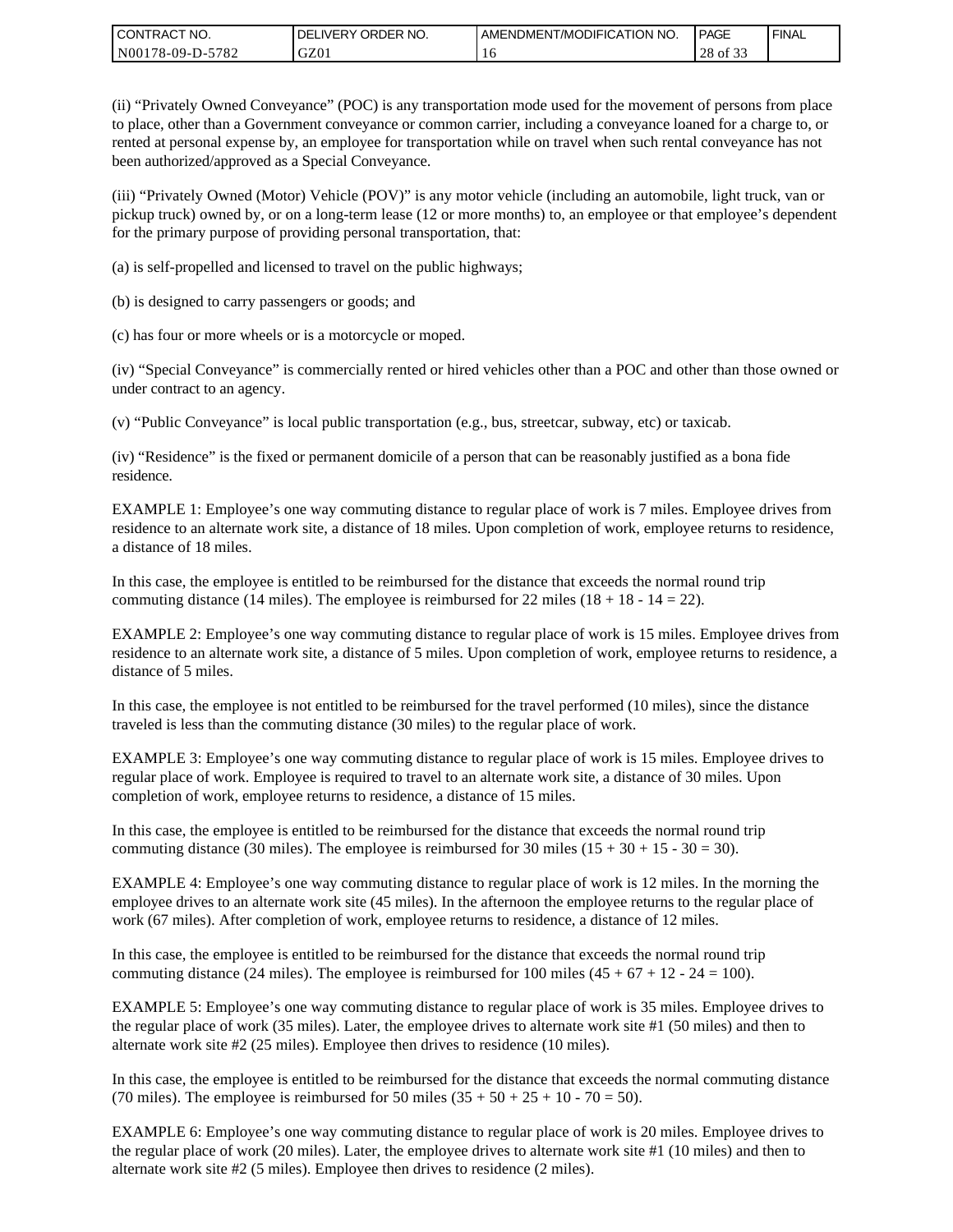(ii) “Privately Owned Conveyance” (POC) is any transportation mode used for the movement of persons from place to place, other than a Government conveyance or common carrier, including a conveyance loaned for a charge to, or rented at personal expense by, an employee for transportation while on travel when such rental conveyance has not been authorized/approved as a Special Conveyance.

(iii) “Privately Owned (Motor) Vehicle (POV)” is any motor vehicle (including an automobile, light truck, van or pickup truck) owned by, or on a long-term lease (12 or more months) to, an employee or that employee’s dependent for the primary purpose of providing personal transportation, that:

(a) is self-propelled and licensed to travel on the public highways;

(b) is designed to carry passengers or goods; and

(c) has four or more wheels or is a motorcycle or moped.

(iv) “Special Conveyance” is commercially rented or hired vehicles other than a POC and other than those owned or under contract to an agency.

(v) “Public Conveyance” is local public transportation (e.g., bus, streetcar, subway, etc) or taxicab.

(iv) “Residence” is the fixed or permanent domicile of a person that can be reasonably justified as a bona fide residence.

EXAMPLE 1: Employee’s one way commuting distance to regular place of work is 7 miles. Employee drives from residence to an alternate work site, a distance of 18 miles. Upon completion of work, employee returns to residence, a distance of 18 miles.

In this case, the employee is entitled to be reimbursed for the distance that exceeds the normal round trip commuting distance (14 miles). The employee is reimbursed for 22 miles (18 + 18 - 14 = 22).

EXAMPLE 2: Employee’s one way commuting distance to regular place of work is 15 miles. Employee drives from residence to an alternate work site, a distance of 5 miles. Upon completion of work, employee returns to residence, a distance of 5 miles.

In this case, the employee is not entitled to be reimbursed for the travel performed (10 miles), since the distance traveled is less than the commuting distance (30 miles) to the regular place of work.

EXAMPLE 3: Employee’s one way commuting distance to regular place of work is 15 miles. Employee drives to regular place of work. Employee is required to travel to an alternate work site, a distance of 30 miles. Upon completion of work, employee returns to residence, a distance of 15 miles.

In this case, the employee is entitled to be reimbursed for the distance that exceeds the normal round trip commuting distance (30 miles). The employee is reimbursed for 30 miles (15 + 30 + 15 - 30 = 30).

EXAMPLE 4: Employee’s one way commuting distance to regular place of work is 12 miles. In the morning the employee drives to an alternate work site (45 miles). In the afternoon the employee returns to the regular place of work (67 miles). After completion of work, employee returns to residence, a distance of 12 miles.

In this case, the employee is entitled to be reimbursed for the distance that exceeds the normal round trip commuting distance (24 miles). The employee is reimbursed for 100 miles (45 + 67 + 12 - 24 = 100).

EXAMPLE 5: Employee’s one way commuting distance to regular place of work is 35 miles. Employee drives to the regular place of work (35 miles). Later, the employee drives to alternate work site #1 (50 miles) and then to alternate work site #2 (25 miles). Employee then drives to residence (10 miles).

In this case, the employee is entitled to be reimbursed for the distance that exceeds the normal commuting distance (70 miles). The employee is reimbursed for 50 miles (35 + 50 + 25 + 10 - 70 = 50).

EXAMPLE 6: Employee’s one way commuting distance to regular place of work is 20 miles. Employee drives to the regular place of work (20 miles). Later, the employee drives to alternate work site #1 (10 miles) and then to alternate work site #2 (5 miles). Employee then drives to residence (2 miles).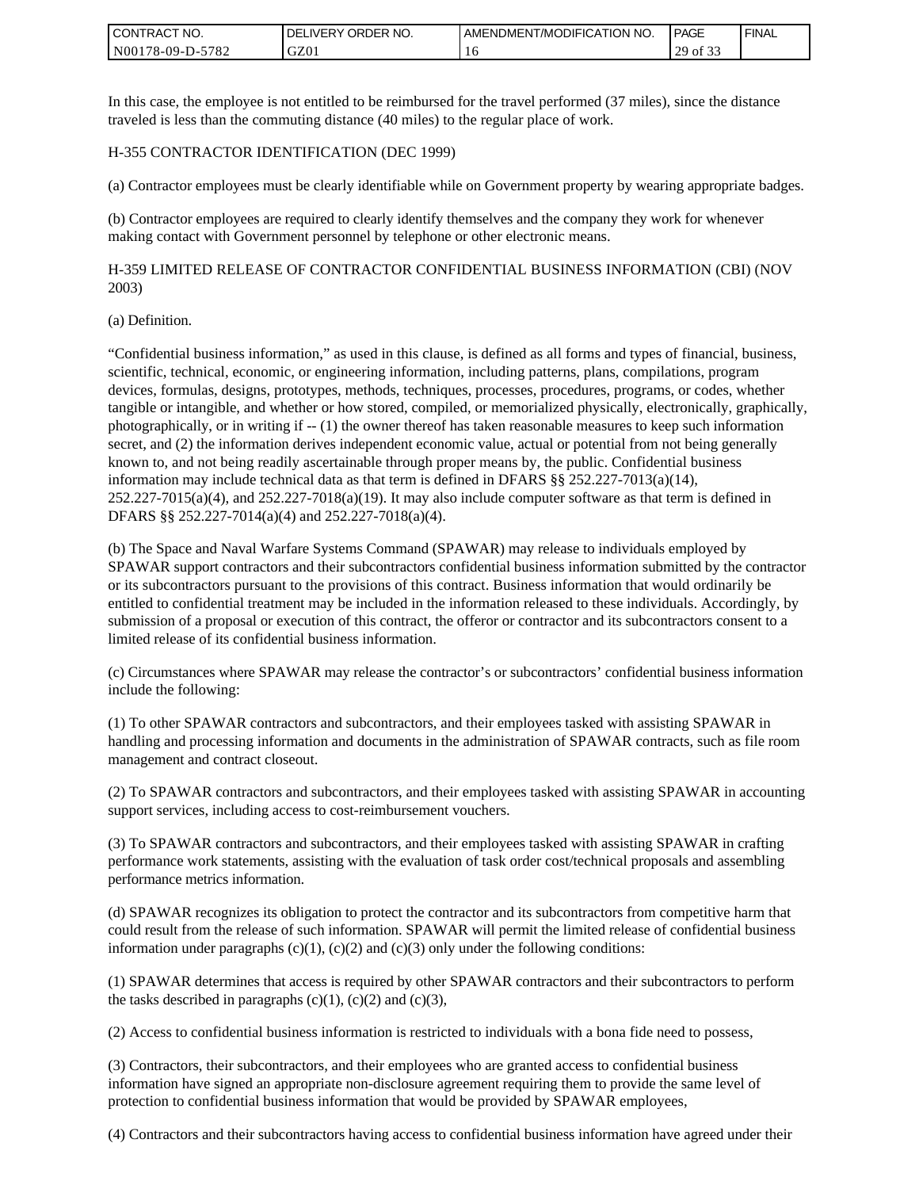In this case, the employee is not entitled to be reimbursed for the travel performed (37 miles), since the distance traveled is less than the commuting distance (40 miles) to the regular place of work.

H-355 CONTRACTOR IDENTIFICATION (DEC 1999)

(a) Contractor employees must be clearly identifiable while on Government property by wearing appropriate badges.

(b) Contractor employees are required to clearly identify themselves and the company they work for whenever making contact with Government personnel by telephone or other electronic means.

H-359 LIMITED RELEASE OF CONTRACTOR CONFIDENTIAL BUSINESS INFORMATION (CBI) (NOV 2003)

(a) Definition.

“Confidential business information,” as used in this clause, is defined as all forms and types of financial, business, scientific, technical, economic, or engineering information, including patterns, plans, compilations, program devices, formulas, designs, prototypes, methods, techniques, processes, procedures, programs, or codes, whether tangible or intangible, and whether or how stored, compiled, or memorialized physically, electronically, graphically, photographically, or in writing if -- (1) the owner thereof has taken reasonable measures to keep such information secret, and (2) the information derives independent economic value, actual or potential from not being generally known to, and not being readily ascertainable through proper means by, the public. Confidential business information may include technical data as that term is defined in DFARS §§ 252.227-7013(a)(14), 252.227-7015(a)(4), and 252.227-7018(a)(19). It may also include computer software as that term is defined in DFARS §§ 252.227-7014(a)(4) and 252.227-7018(a)(4).

(b) The Space and Naval Warfare Systems Command (SPAWAR) may release to individuals employed by SPAWAR support contractors and their subcontractors confidential business information submitted by the contractor or its subcontractors pursuant to the provisions of this contract. Business information that would ordinarily be entitled to confidential treatment may be included in the information released to these individuals. Accordingly, by submission of a proposal or execution of this contract, the offeror or contractor and its subcontractors consent to a limited release of its confidential business information.

(c) Circumstances where SPAWAR may release the contractor’s or subcontractors’ confidential business information include the following:

(1) To other SPAWAR contractors and subcontractors, and their employees tasked with assisting SPAWAR in handling and processing information and documents in the administration of SPAWAR contracts, such as file room management and contract closeout.

(2) To SPAWAR contractors and subcontractors, and their employees tasked with assisting SPAWAR in accounting support services, including access to cost-reimbursement vouchers.

(3) To SPAWAR contractors and subcontractors, and their employees tasked with assisting SPAWAR in crafting performance work statements, assisting with the evaluation of task order cost/technical proposals and assembling performance metrics information.

(d) SPAWAR recognizes its obligation to protect the contractor and its subcontractors from competitive harm that could result from the release of such information. SPAWAR will permit the limited release of confidential business information under paragraphs (c)(1), (c)(2) and (c)(3) only under the following conditions:

(1) SPAWAR determines that access is required by other SPAWAR contractors and their subcontractors to perform the tasks described in paragraphs (c)(1), (c)(2) and (c)(3),

(2) Access to confidential business information is restricted to individuals with a bona fide need to possess,

(3) Contractors, their subcontractors, and their employees who are granted access to confidential business information have signed an appropriate non-disclosure agreement requiring them to provide the same level of protection to confidential business information that would be provided by SPAWAR employees,

(4) Contractors and their subcontractors having access to confidential business information have agreed under their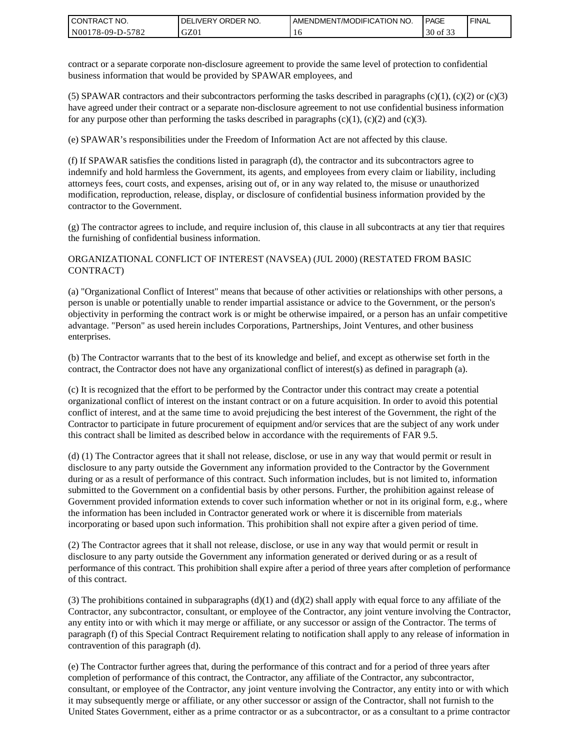contract or a separate corporate non-disclosure agreement to provide the same level of protection to confidential business information that would be provided by SPAWAR employees, and

(5) SPAWAR contractors and their subcontractors performing the tasks described in paragraphs (c)(1), (c)(2) or (c)(3) have agreed under their contract or a separate non-disclosure agreement to not use confidential business information for any purpose other than performing the tasks described in paragraphs (c)(1), (c)(2) and (c)(3).

(e) SPAWAR's responsibilities under the Freedom of Information Act are not affected by this clause.

(f) If SPAWAR satisfies the conditions listed in paragraph (d), the contractor and its subcontractors agree to indemnify and hold harmless the Government, its agents, and employees from every claim or liability, including attorneys fees, court costs, and expenses, arising out of, or in any way related to, the misuse or unauthorized modification, reproduction, release, display, or disclosure of confidential business information provided by the contractor to the Government.

(g) The contractor agrees to include, and require inclusion of, this clause in all subcontracts at any tier that requires the furnishing of confidential business information.

ORGANIZATIONAL CONFLICT OF INTEREST (NAVSEA) (JUL 2000) (RESTATED FROM BASIC CONTRACT)

(a) "Organizational Conflict of Interest" means that because of other activities or relationships with other persons, a person is unable or potentially unable to render impartial assistance or advice to the Government, or the person's objectivity in performing the contract work is or might be otherwise impaired, or a person has an unfair competitive advantage. "Person" as used herein includes Corporations, Partnerships, Joint Ventures, and other business enterprises.

(b) The Contractor warrants that to the best of its knowledge and belief, and except as otherwise set forth in the contract, the Contractor does not have any organizational conflict of interest(s) as defined in paragraph (a).

(c) It is recognized that the effort to be performed by the Contractor under this contract may create a potential organizational conflict of interest on the instant contract or on a future acquisition. In order to avoid this potential conflict of interest, and at the same time to avoid prejudicing the best interest of the Government, the right of the Contractor to participate in future procurement of equipment and/or services that are the subject of any work under this contract shall be limited as described below in accordance with the requirements of FAR 9.5.

(d) (1) The Contractor agrees that it shall not release, disclose, or use in any way that would permit or result in disclosure to any party outside the Government any information provided to the Contractor by the Government during or as a result of performance of this contract. Such information includes, but is not limited to, information submitted to the Government on a confidential basis by other persons. Further, the prohibition against release of Government provided information extends to cover such information whether or not in its original form, e.g., where the information has been included in Contractor generated work or where it is discernible from materials incorporating or based upon such information. This prohibition shall not expire after a given period of time.

(2) The Contractor agrees that it shall not release, disclose, or use in any way that would permit or result in disclosure to any party outside the Government any information generated or derived during or as a result of performance of this contract. This prohibition shall expire after a period of three years after completion of performance of this contract.

(3) The prohibitions contained in subparagraphs (d)(1) and (d)(2) shall apply with equal force to any affiliate of the Contractor, any subcontractor, consultant, or employee of the Contractor, any joint venture involving the Contractor, any entity into or with which it may merge or affiliate, or any successor or assign of the Contractor. The terms of paragraph (f) of this Special Contract Requirement relating to notification shall apply to any release of information in contravention of this paragraph (d).

(e) The Contractor further agrees that, during the performance of this contract and for a period of three years after completion of performance of this contract, the Contractor, any affiliate of the Contractor, any subcontractor, consultant, or employee of the Contractor, any joint venture involving the Contractor, any entity into or with which it may subsequently merge or affiliate, or any other successor or assign of the Contractor, shall not furnish to the United States Government, either as a prime contractor or as a subcontractor, or as a consultant to a prime contractor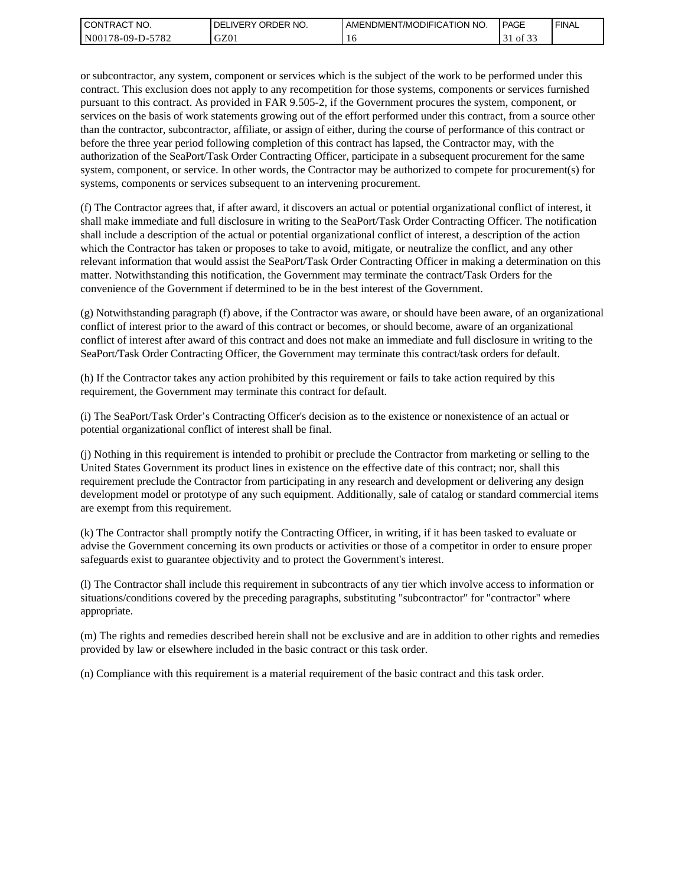or subcontractor, any system, component or services which is the subject of the work to be performed under this contract. This exclusion does not apply to any recompetition for those systems, components or services furnished pursuant to this contract. As provided in FAR 9.505-2, if the Government procures the system, component, or services on the basis of work statements growing out of the effort performed under this contract, from a source other than the contractor, subcontractor, affiliate, or assign of either, during the course of performance of this contract or before the three year period following completion of this contract has lapsed, the Contractor may, with the authorization of the SeaPort/Task Order Contracting Officer, participate in a subsequent procurement for the same system, component, or service. In other words, the Contractor may be authorized to compete for procurement(s) for systems, components or services subsequent to an intervening procurement.

(f) The Contractor agrees that, if after award, it discovers an actual or potential organizational conflict of interest, it shall make immediate and full disclosure in writing to the SeaPort/Task Order Contracting Officer. The notification shall include a description of the actual or potential organizational conflict of interest, a description of the action which the Contractor has taken or proposes to take to avoid, mitigate, or neutralize the conflict, and any other relevant information that would assist the SeaPort/Task Order Contracting Officer in making a determination on this matter. Notwithstanding this notification, the Government may terminate the contract/Task Orders for the convenience of the Government if determined to be in the best interest of the Government.

(g) Notwithstanding paragraph (f) above, if the Contractor was aware, or should have been aware, of an organizational conflict of interest prior to the award of this contract or becomes, or should become, aware of an organizational conflict of interest after award of this contract and does not make an immediate and full disclosure in writing to the SeaPort/Task Order Contracting Officer, the Government may terminate this contract/task orders for default.

(h) If the Contractor takes any action prohibited by this requirement or fails to take action required by this requirement, the Government may terminate this contract for default.

(i) The SeaPort/Task Order's Contracting Officer's decision as to the existence or nonexistence of an actual or potential organizational conflict of interest shall be final.

(j) Nothing in this requirement is intended to prohibit or preclude the Contractor from marketing or selling to the United States Government its product lines in existence on the effective date of this contract; nor, shall this requirement preclude the Contractor from participating in any research and development or delivering any design development model or prototype of any such equipment. Additionally, sale of catalog or standard commercial items are exempt from this requirement.

(k) The Contractor shall promptly notify the Contracting Officer, in writing, if it has been tasked to evaluate or advise the Government concerning its own products or activities or those of a competitor in order to ensure proper safeguards exist to guarantee objectivity and to protect the Government's interest.

(l) The Contractor shall include this requirement in subcontracts of any tier which involve access to information or situations/conditions covered by the preceding paragraphs, substituting "subcontractor" for "contractor" where appropriate.

(m) The rights and remedies described herein shall not be exclusive and are in addition to other rights and remedies provided by law or elsewhere included in the basic contract or this task order.

(n) Compliance with this requirement is a material requirement of the basic contract and this task order.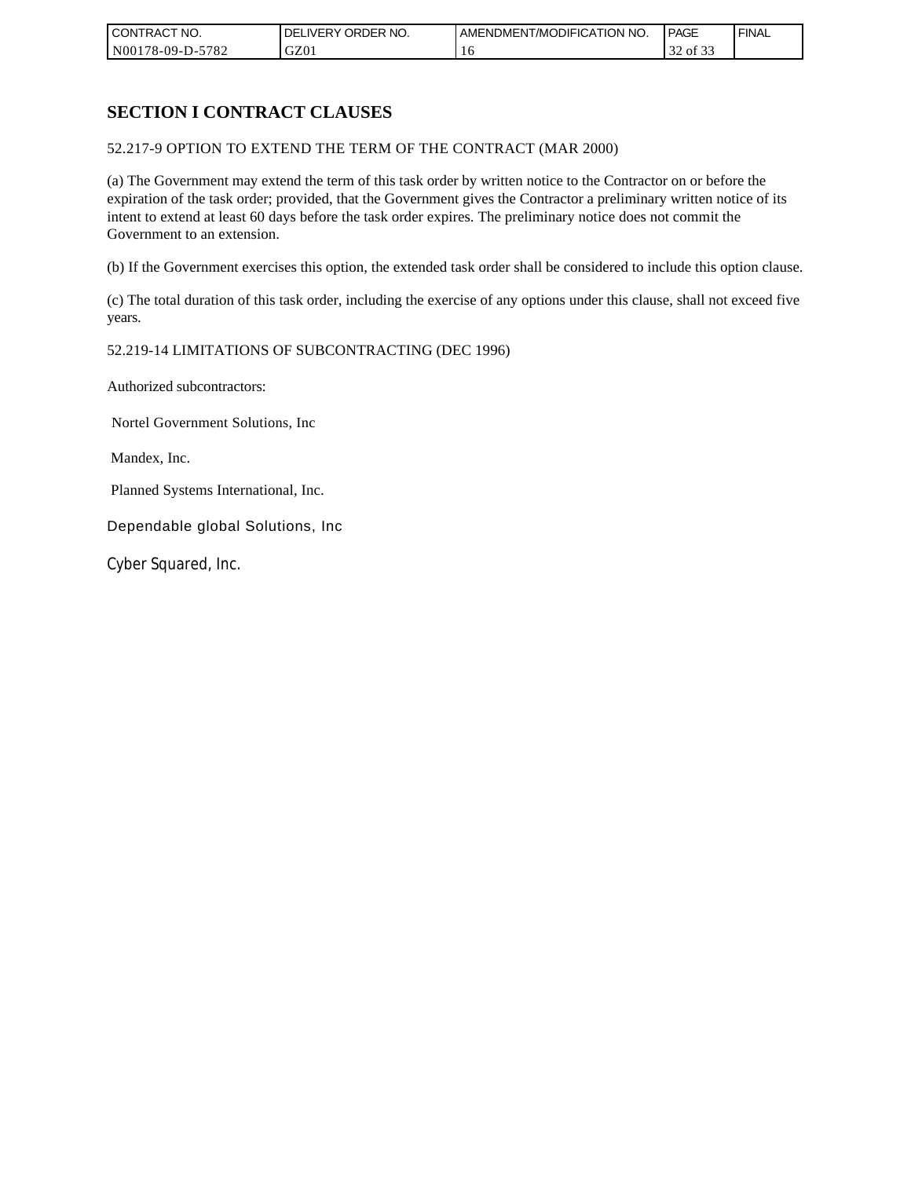## SECTION I CONTRACT CLAUSES

52.217-9 OPTION TO EXTEND THE TERM OF THE CONTRACT (MAR 2000)

(a) The Government may extend the term of this task order by written notice to the Contractor on or before the expiration of the task order; provided, that the Government gives the Contractor a preliminary written notice of its intent to extend at least 60 days before the task order expires. The preliminary notice does not commit the Government to an extension.

(b) If the Government exercises this option, the extended task order shall be considered to include this option clause.

(c) The total duration of this task order, including the exercise of any options under this clause, shall not exceed five years.

52.219-14 LIMITATIONS OF SUBCONTRACTING (DEC 1996)

Authorized subcontractors:

Nortel Government Solutions, Inc

Mandex, Inc.

Planned Systems International, Inc.

Dependable global Solutions, Inc

Cyber Squared, Inc.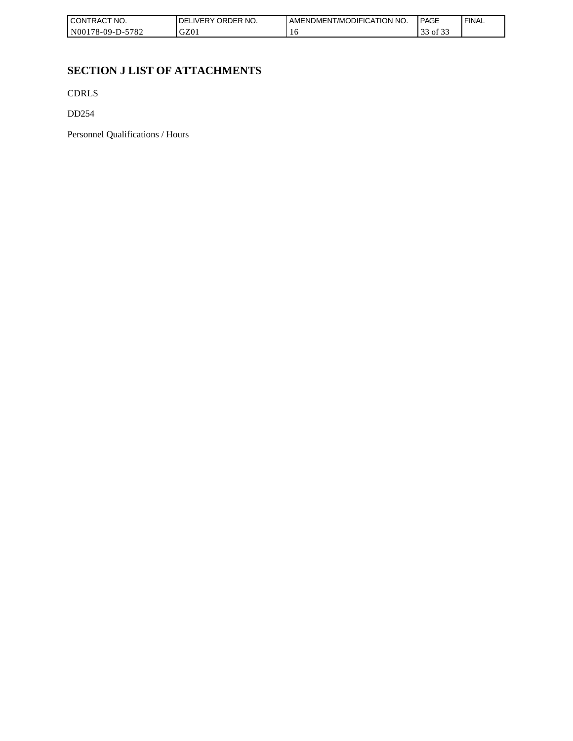## SECTION J LIST OF ATTACHMENTS

CDRLS

DD254

Personnel Qualifications / Hours